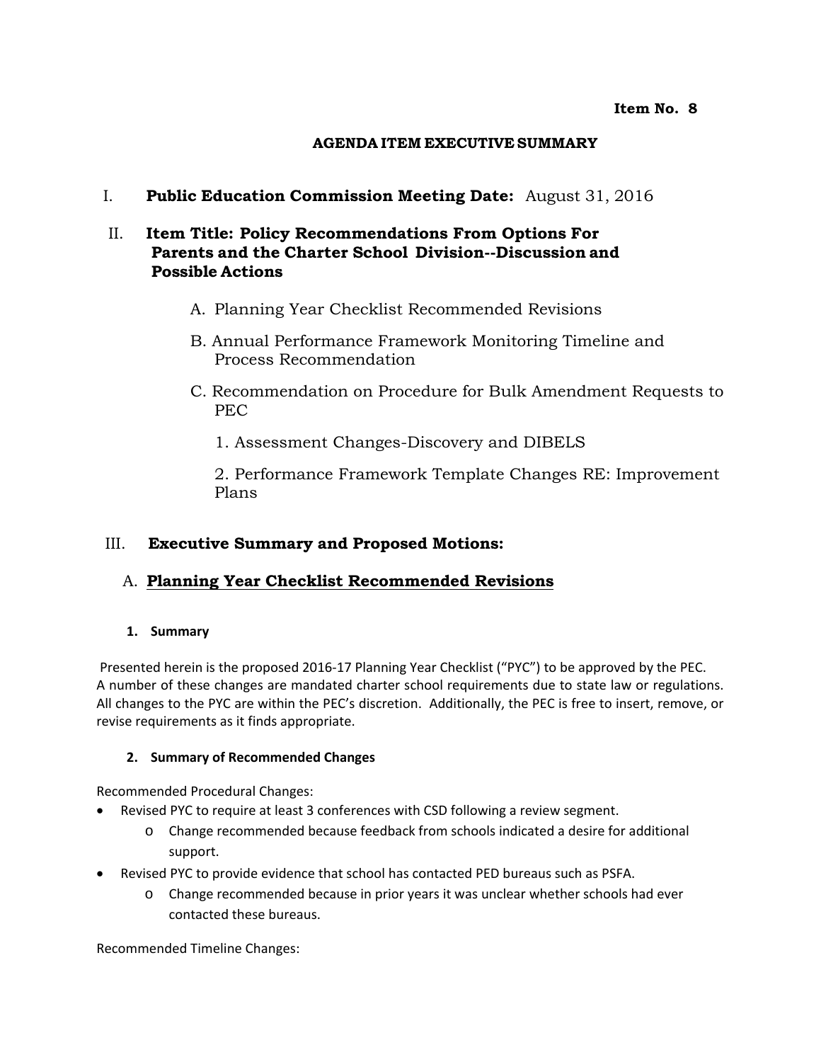**Item No. 8**

**AGENDA ITEM EXECUTIVE SUMMARY**

I. **Public Education Commission Meeting Date:** August 31, 2016

II. **Item Title: Policy Recommendations From Options For Parents and the Charter School Division--Discussion and Possible Actions**

A. Planning Year Checklist Recommended Revisions

B. Annual Performance Framework Monitoring Timeline and Process Recommendation

C. Recommendation on Procedure for Bulk Amendment Requests to PEC

1. Assessment Changes-Discovery and DIBELS

2. Performance Framework Template Changes RE: Improvement Plans

III. **Executive Summary and Proposed Motions:**

A. **Planning Year Checklist Recommended Revisions**

**1. Summary**

Presented herein is the proposed 2016-17 Planning Year Checklist ("PYC") to be approved by the PEC. A number of these changes are mandated charter school requirements due to state law or regulations. All changes to the PYC are within the PEC's discretion. Additionally, the PEC is free to insert, remove, or revise requirements as it finds appropriate.

**2. Summary of Recommended Changes**

Recommended Procedural Changes:

- Revised PYC to require at least 3 conferences with CSD following a review segment.
  - Change recommended because feedback from schools indicated a desire for additional support.
- Revised PYC to provide evidence that school has contacted PED bureaus such as PSFA.
  - Change recommended because in prior years it was unclear whether schools had ever contacted these bureaus.

Recommended Timeline Changes: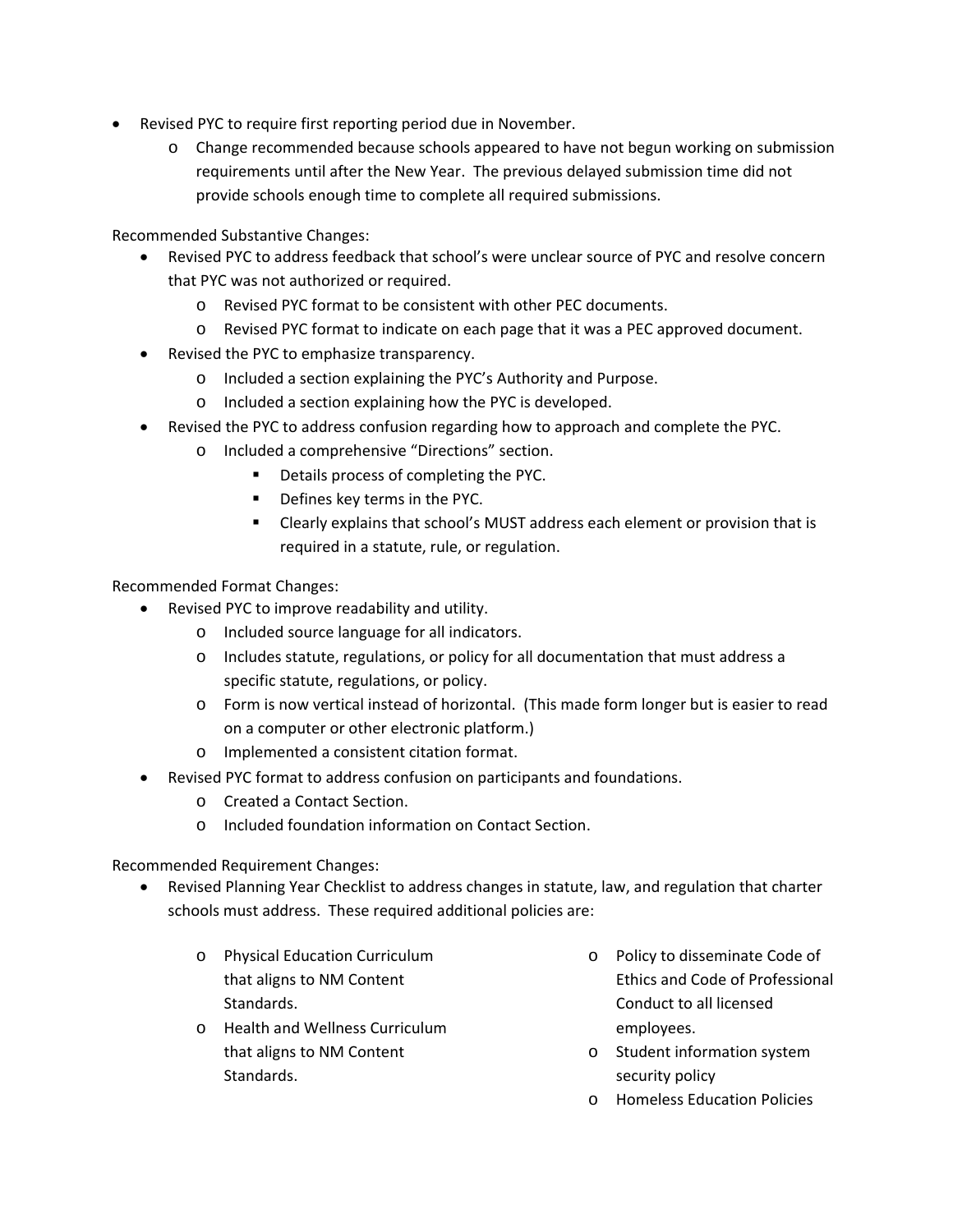- Revised PYC to require first reporting period due in November.
  - Change recommended because schools appeared to have not begun working on submission requirements until after the New Year. The previous delayed submission time did not provide schools enough time to complete all required submissions.

Recommended Substantive Changes:

- Revised PYC to address feedback that school's were unclear source of PYC and resolve concern that PYC was not authorized or required.
  - Revised PYC format to be consistent with other PEC documents.
  - Revised PYC format to indicate on each page that it was a PEC approved document.
- Revised the PYC to emphasize transparency.
  - Included a section explaining the PYC's Authority and Purpose.
  - Included a section explaining how the PYC is developed.
- Revised the PYC to address confusion regarding how to approach and complete the PYC.
  - Included a comprehensive "Directions" section.
    - Details process of completing the PYC.
    - Defines key terms in the PYC.
    - Clearly explains that school's MUST address each element or provision that is required in a statute, rule, or regulation.

Recommended Format Changes:

- Revised PYC to improve readability and utility.
  - Included source language for all indicators.
  - Includes statute, regulations, or policy for all documentation that must address a specific statute, regulations, or policy.
  - Form is now vertical instead of horizontal. (This made form longer but is easier to read on a computer or other electronic platform.)
  - Implemented a consistent citation format.
- Revised PYC format to address confusion on participants and foundations.
  - Created a Contact Section.
  - Included foundation information on Contact Section.

Recommended Requirement Changes:

- Revised Planning Year Checklist to address changes in statute, law, and regulation that charter schools must address. These required additional policies are:
  - Physical Education Curriculum that aligns to NM Content Standards.
  - Health and Wellness Curriculum that aligns to NM Content Standards.
  - Policy to disseminate Code of Ethics and Code of Professional Conduct to all licensed employees.
  - Student information system security policy
  - Homeless Education Policies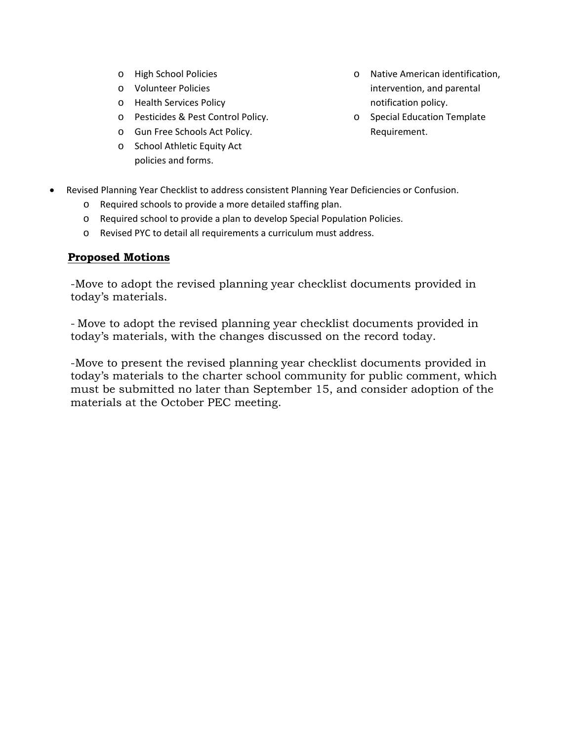- High School Policies
  - Volunteer Policies
  - Health Services Policy
  - Pesticides & Pest Control Policy.
  - Gun Free Schools Act Policy.
  - School Athletic Equity Act policies and forms.
  - Native American identification, intervention, and parental notification policy.
  - Special Education Template Requirement.

- Revised Planning Year Checklist to address consistent Planning Year Deficiencies or Confusion.
  - Required schools to provide a more detailed staffing plan.
  - Required school to provide a plan to develop Special Population Policies.
  - Revised PYC to detail all requirements a curriculum must address.

**Proposed Motions**

-Move to adopt the revised planning year checklist documents provided in today's materials.

- Move to adopt the revised planning year checklist documents provided in today's materials, with the changes discussed on the record today.

-Move to present the revised planning year checklist documents provided in today's materials to the charter school community for public comment, which must be submitted no later than September 15, and consider adoption of the materials at the October PEC meeting.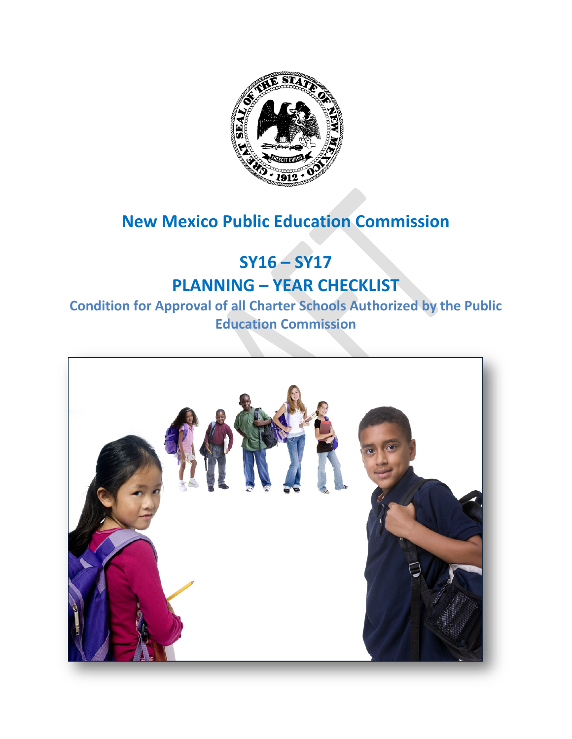# New Mexico Public Education Commission

## SY16 – SY17

## PLANNING – YEAR CHECKLIST

### Condition for Approval of all Charter Schools Authorized by the Public Education Commission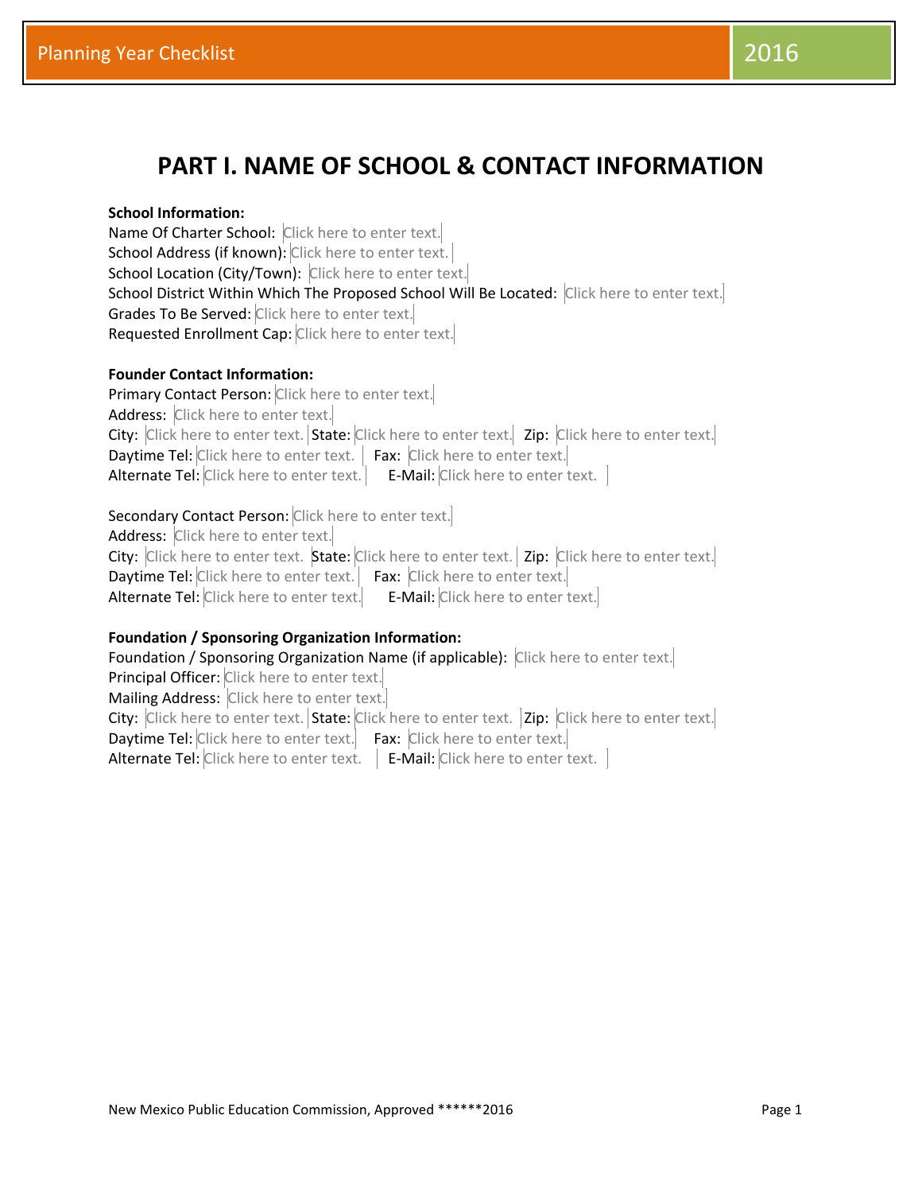# PART I. NAME OF SCHOOL & CONTACT INFORMATION

**School Information:**
Name Of Charter School: Click here to enter text.
School Address (if known): Click here to enter text.
School Location (City/Town): Click here to enter text.
School District Within Which The Proposed School Will Be Located: Click here to enter text.
Grades To Be Served: Click here to enter text.
Requested Enrollment Cap: Click here to enter text.

**Founder Contact Information:**
Primary Contact Person: Click here to enter text.
Address: Click here to enter text.
City: Click here to enter text. State: Click here to enter text. Zip: Click here to enter text.
Daytime Tel: Click here to enter text. Fax: Click here to enter text.
Alternate Tel: Click here to enter text. E-Mail: Click here to enter text.

Secondary Contact Person: Click here to enter text.
Address: Click here to enter text.
City: Click here to enter text. State: Click here to enter text. Zip: Click here to enter text.
Daytime Tel: Click here to enter text. Fax: Click here to enter text.
Alternate Tel: Click here to enter text. E-Mail: Click here to enter text.

**Foundation / Sponsoring Organization Information:**
Foundation / Sponsoring Organization Name (if applicable): Click here to enter text.
Principal Officer: Click here to enter text.
Mailing Address: Click here to enter text.
City: Click here to enter text. State: Click here to enter text. Zip: Click here to enter text.
Daytime Tel: Click here to enter text. Fax: Click here to enter text.
Alternate Tel: Click here to enter text. E-Mail: Click here to enter text.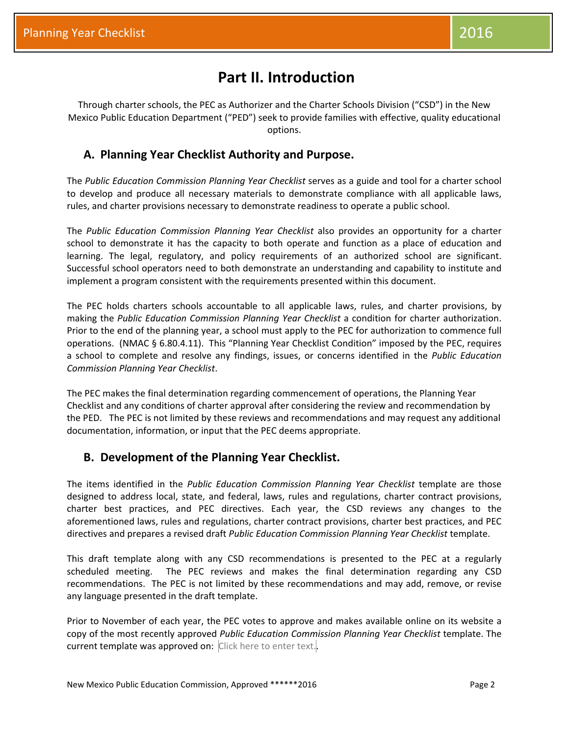# Part II. Introduction

Through charter schools, the PEC as Authorizer and the Charter Schools Division ("CSD") in the New Mexico Public Education Department ("PED") seek to provide families with effective, quality educational options.

## A. Planning Year Checklist Authority and Purpose.

The *Public Education Commission Planning Year Checklist* serves as a guide and tool for a charter school to develop and produce all necessary materials to demonstrate compliance with all applicable laws, rules, and charter provisions necessary to demonstrate readiness to operate a public school.

The *Public Education Commission Planning Year Checklist* also provides an opportunity for a charter school to demonstrate it has the capacity to both operate and function as a place of education and learning. The legal, regulatory, and policy requirements of an authorized school are significant. Successful school operators need to both demonstrate an understanding and capability to institute and implement a program consistent with the requirements presented within this document.

The PEC holds charters schools accountable to all applicable laws, rules, and charter provisions, by making the *Public Education Commission Planning Year Checklist* a condition for charter authorization. Prior to the end of the planning year, a school must apply to the PEC for authorization to commence full operations. (NMAC § 6.80.4.11). This "Planning Year Checklist Condition" imposed by the PEC, requires a school to complete and resolve any findings, issues, or concerns identified in the *Public Education Commission Planning Year Checklist*.

The PEC makes the final determination regarding commencement of operations, the Planning Year Checklist and any conditions of charter approval after considering the review and recommendation by the PED. The PEC is not limited by these reviews and recommendations and may request any additional documentation, information, or input that the PEC deems appropriate.

## B. Development of the Planning Year Checklist.

The items identified in the *Public Education Commission Planning Year Checklist* template are those designed to address local, state, and federal, laws, rules and regulations, charter contract provisions, charter best practices, and PEC directives. Each year, the CSD reviews any changes to the aforementioned laws, rules and regulations, charter contract provisions, charter best practices, and PEC directives and prepares a revised draft *Public Education Commission Planning Year Checklist* template.

This draft template along with any CSD recommendations is presented to the PEC at a regularly scheduled meeting. The PEC reviews and makes the final determination regarding any CSD recommendations. The PEC is not limited by these recommendations and may add, remove, or revise any language presented in the draft template.

Prior to November of each year, the PEC votes to approve and makes available online on its website a copy of the most recently approved *Public Education Commission Planning Year Checklist* template. The current template was approved on: Click here to enter text.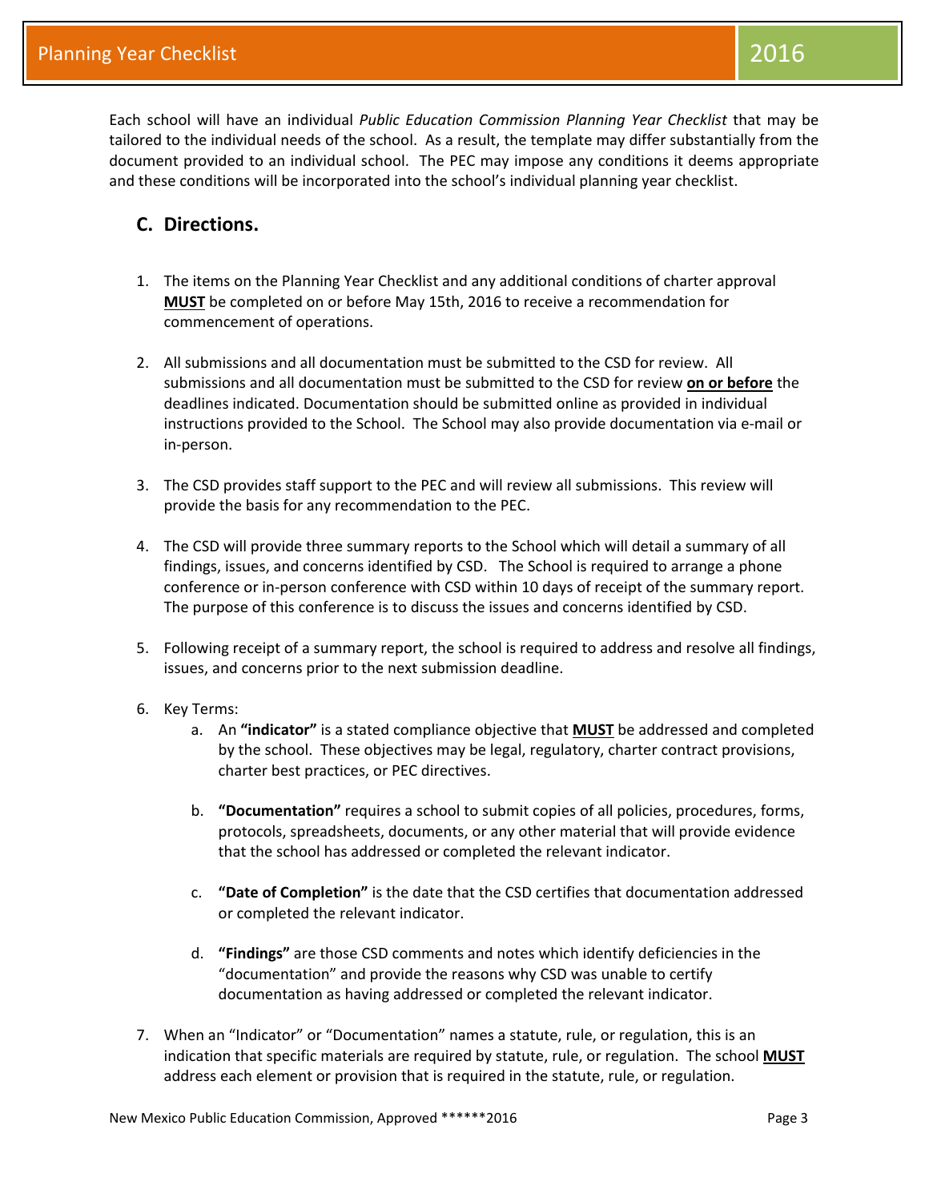Each school will have an individual *Public Education Commission Planning Year Checklist* that may be tailored to the individual needs of the school. As a result, the template may differ substantially from the document provided to an individual school. The PEC may impose any conditions it deems appropriate and these conditions will be incorporated into the school's individual planning year checklist.

## C. Directions.

1. The items on the Planning Year Checklist and any additional conditions of charter approval **MUST** be completed on or before May 15th, 2016 to receive a recommendation for commencement of operations.

2. All submissions and all documentation must be submitted to the CSD for review. All submissions and all documentation must be submitted to the CSD for review **on or before** the deadlines indicated. Documentation should be submitted online as provided in individual instructions provided to the School. The School may also provide documentation via e-mail or in-person.

3. The CSD provides staff support to the PEC and will review all submissions. This review will provide the basis for any recommendation to the PEC.

4. The CSD will provide three summary reports to the School which will detail a summary of all findings, issues, and concerns identified by CSD. The School is required to arrange a phone conference or in-person conference with CSD within 10 days of receipt of the summary report. The purpose of this conference is to discuss the issues and concerns identified by CSD.

5. Following receipt of a summary report, the school is required to address and resolve all findings, issues, and concerns prior to the next submission deadline.

6. Key Terms:
   a. An **"indicator"** is a stated compliance objective that **MUST** be addressed and completed by the school. These objectives may be legal, regulatory, charter contract provisions, charter best practices, or PEC directives.

   b. **"Documentation"** requires a school to submit copies of all policies, procedures, forms, protocols, spreadsheets, documents, or any other material that will provide evidence that the school has addressed or completed the relevant indicator.

   c. **"Date of Completion"** is the date that the CSD certifies that documentation addressed or completed the relevant indicator.

   d. **"Findings"** are those CSD comments and notes which identify deficiencies in the "documentation" and provide the reasons why CSD was unable to certify documentation as having addressed or completed the relevant indicator.

7. When an "Indicator" or "Documentation" names a statute, rule, or regulation, this is an indication that specific materials are required by statute, rule, or regulation. The school **MUST** address each element or provision that is required in the statute, rule, or regulation.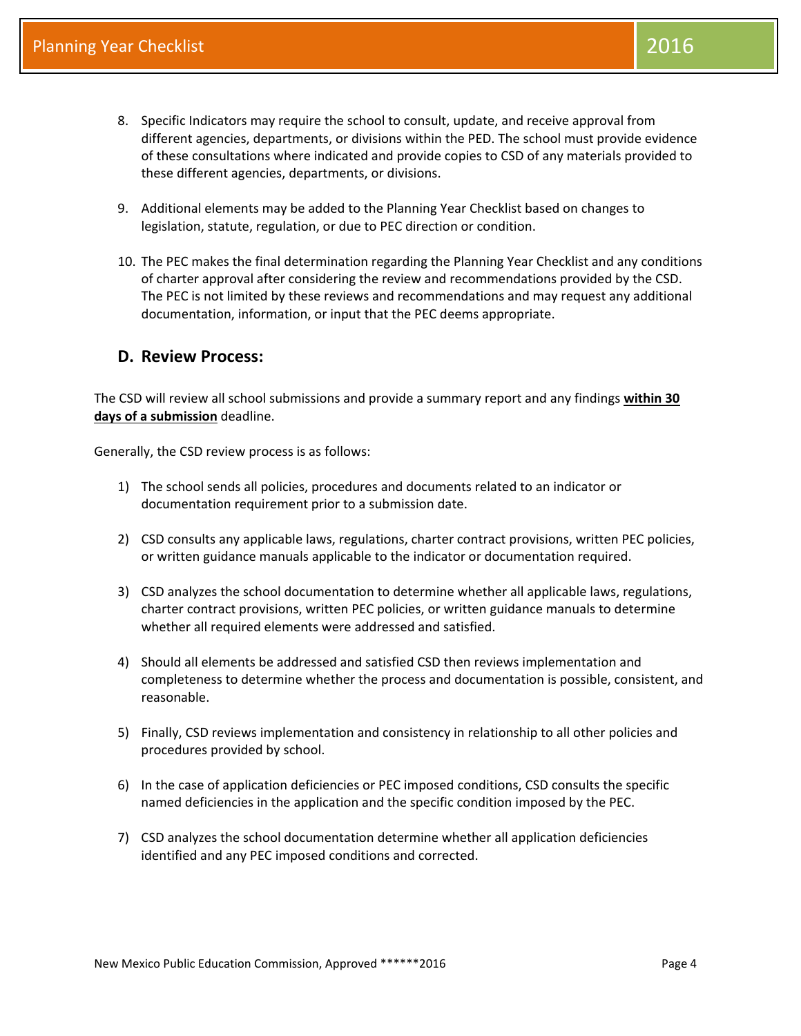8. Specific Indicators may require the school to consult, update, and receive approval from different agencies, departments, or divisions within the PED. The school must provide evidence of these consultations where indicated and provide copies to CSD of any materials provided to these different agencies, departments, or divisions.

9. Additional elements may be added to the Planning Year Checklist based on changes to legislation, statute, regulation, or due to PEC direction or condition.

10. The PEC makes the final determination regarding the Planning Year Checklist and any conditions of charter approval after considering the review and recommendations provided by the CSD. The PEC is not limited by these reviews and recommendations and may request any additional documentation, information, or input that the PEC deems appropriate.

## D. Review Process:

The CSD will review all school submissions and provide a summary report and any findings **within 30 days of a submission** deadline.

Generally, the CSD review process is as follows:

1) The school sends all policies, procedures and documents related to an indicator or documentation requirement prior to a submission date.

2) CSD consults any applicable laws, regulations, charter contract provisions, written PEC policies, or written guidance manuals applicable to the indicator or documentation required.

3) CSD analyzes the school documentation to determine whether all applicable laws, regulations, charter contract provisions, written PEC policies, or written guidance manuals to determine whether all required elements were addressed and satisfied.

4) Should all elements be addressed and satisfied CSD then reviews implementation and completeness to determine whether the process and documentation is possible, consistent, and reasonable.

5) Finally, CSD reviews implementation and consistency in relationship to all other policies and procedures provided by school.

6) In the case of application deficiencies or PEC imposed conditions, CSD consults the specific named deficiencies in the application and the specific condition imposed by the PEC.

7) CSD analyzes the school documentation determine whether all application deficiencies identified and any PEC imposed conditions and corrected.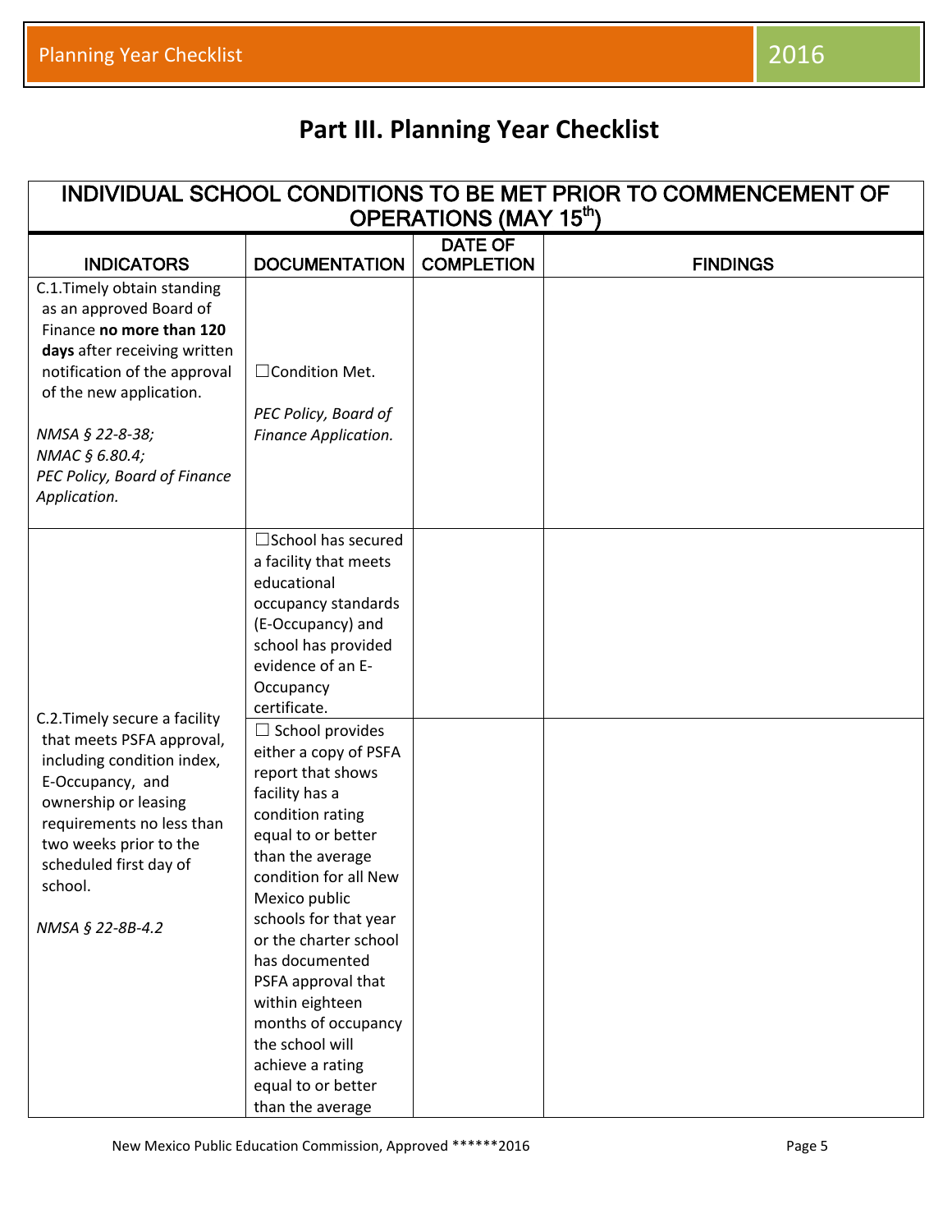# Part III. Planning Year Checklist

| INDIVIDUAL SCHOOL CONDITIONS TO BE MET PRIOR TO COMMENCEMENT OF OPERATIONS (MAY 15th) | | | |
|---|---|---|---|
| **INDICATORS** | **DOCUMENTATION** | **DATE OF COMPLETION** | **FINDINGS** |
| C.1.Timely obtain standing as an approved Board of Finance **no more than 120 days** after receiving written notification of the approval of the new application.<br><br>*NMSA § 22-8-38;*<br>*NMAC § 6.80.4;*<br>*PEC Policy, Board of Finance Application.* | ☐Condition Met.<br><br>*PEC Policy, Board of Finance Application.* | | |
| C.2.Timely secure a facility that meets PSFA approval, including condition index, E-Occupancy, and ownership or leasing requirements no less than two weeks prior to the scheduled first day of school.<br><br>*NMSA § 22-8B-4.2* | ☐School has secured a facility that meets educational occupancy standards (E-Occupancy) and school has provided evidence of an E-Occupancy certificate. | | |
| | ☐ School provides either a copy of PSFA report that shows facility has a condition rating equal to or better than the average condition for all New Mexico public schools for that year or the charter school has documented PSFA approval that within eighteen months of occupancy the school will achieve a rating equal to or better than the average | | |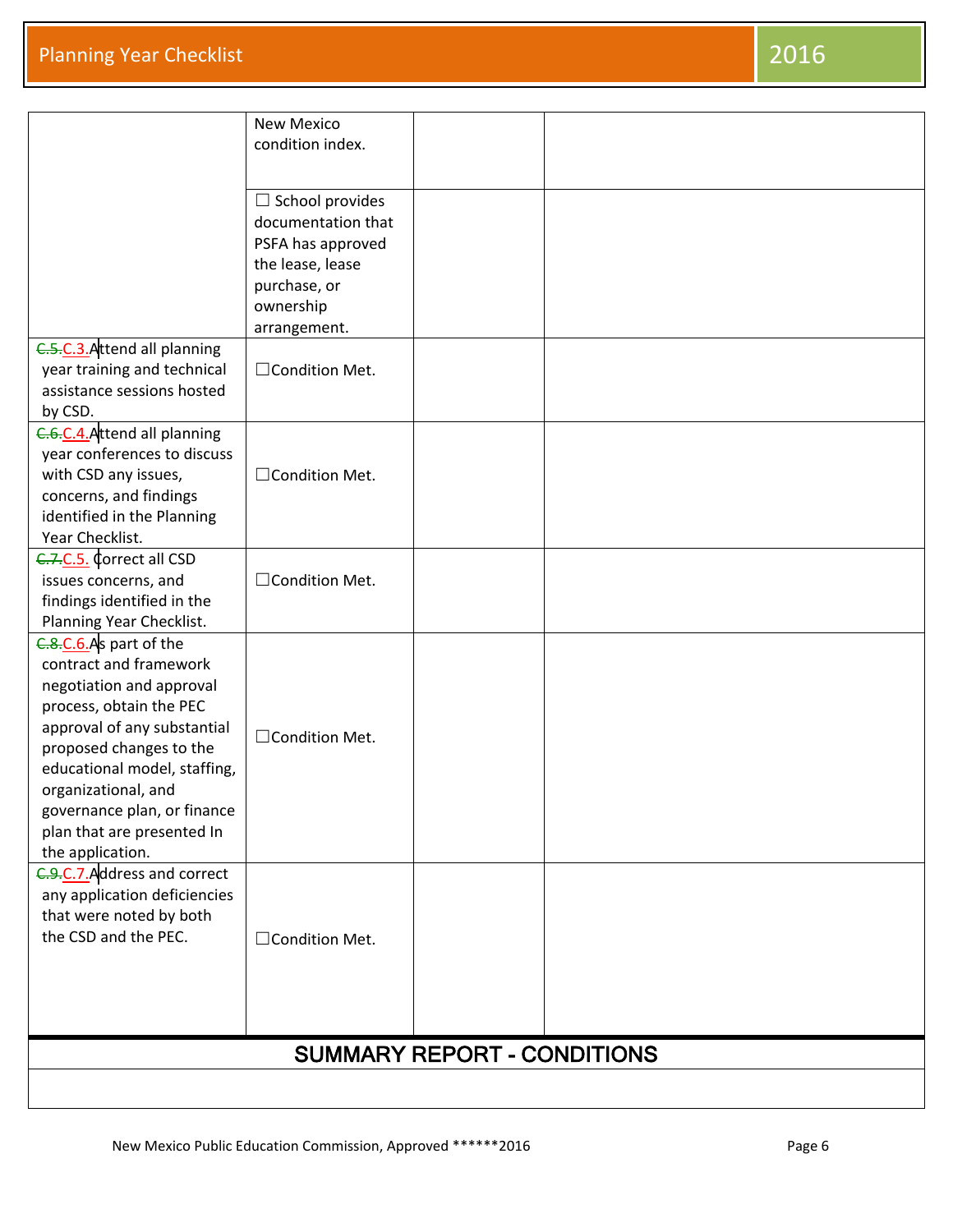| | | | |
|---|---|---|---|
| | New Mexico condition index. | | |
| | ☐ School provides documentation that PSFA has approved the lease, lease purchase, or ownership arrangement. | | |
| ~~C.5.~~C.3. Attend all planning year training and technical assistance sessions hosted by CSD. | ☐Condition Met. | | |
| ~~C.6.~~C.4. Attend all planning year conferences to discuss with CSD any issues, concerns, and findings identified in the Planning Year Checklist. | ☐Condition Met. | | |
| ~~C.7.~~C.5. Correct all CSD issues concerns, and findings identified in the Planning Year Checklist. | ☐Condition Met. | | |
| ~~C.8.~~C.6. As part of the contract and framework negotiation and approval process, obtain the PEC approval of any substantial proposed changes to the educational model, staffing, organizational, and governance plan, or finance plan that are presented In the application. | ☐Condition Met. | | |
| ~~C.9.~~C.7. Address and correct any application deficiencies that were noted by both the CSD and the PEC. | ☐Condition Met. | | |

| SUMMARY REPORT - CONDITIONS |
|---|
| |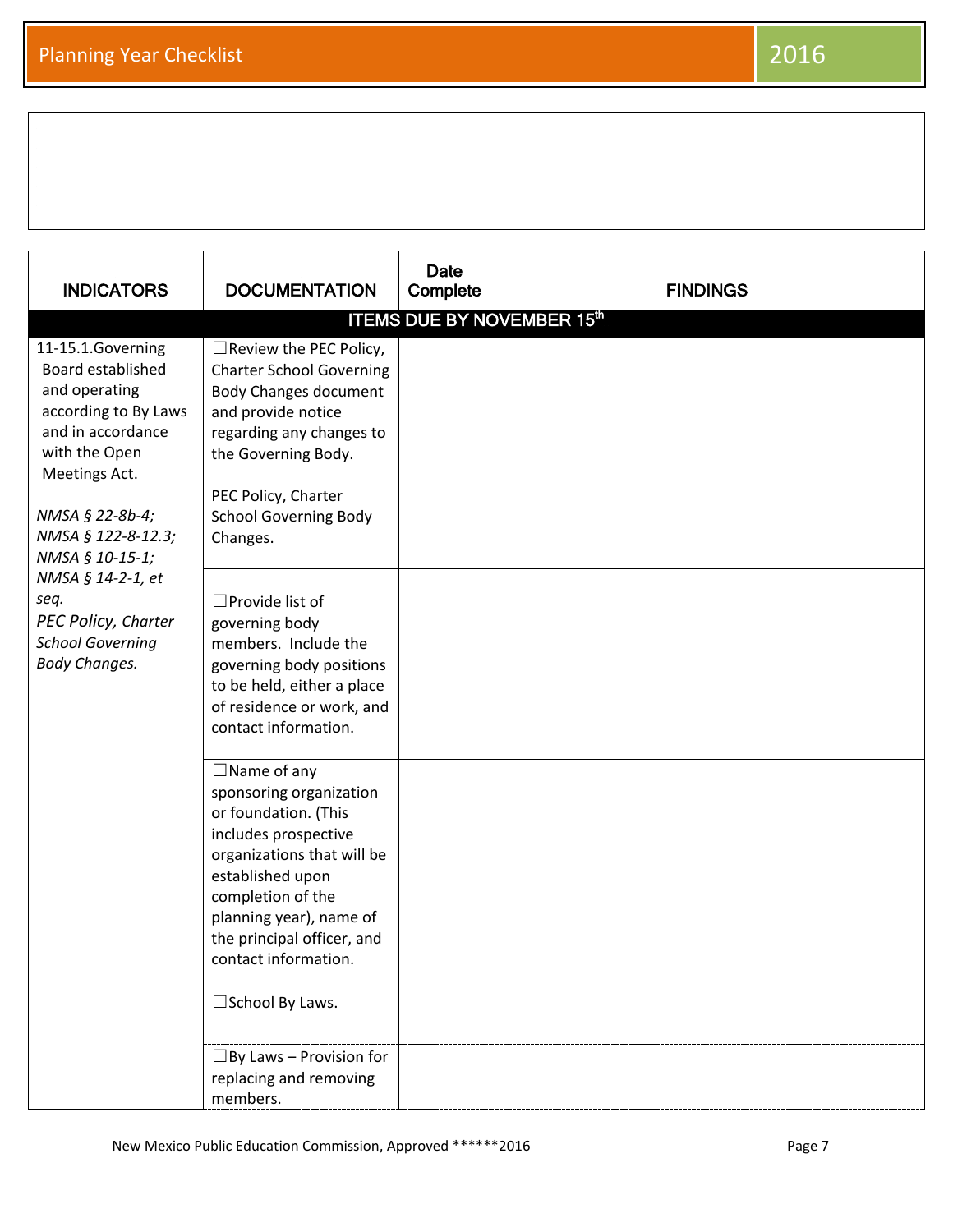| INDICATORS | DOCUMENTATION | Date Complete | FINDINGS |
|---|---|---|---|
| **ITEMS DUE BY NOVEMBER 15th** | | | |
| 11-15.1.Governing Board established and operating according to By Laws and in accordance with the Open Meetings Act.<br><br>*NMSA § 22-8b-4; NMSA § 122-8-12.3; NMSA § 10-15-1; NMSA § 14-2-1, et seq.*<br>*PEC Policy, Charter School Governing Body Changes.* | ☐Review the PEC Policy, Charter School Governing Body Changes document and provide notice regarding any changes to the Governing Body.<br><br>PEC Policy, Charter School Governing Body Changes. | | |
| | ☐Provide list of governing body members. Include the governing body positions to be held, either a place of residence or work, and contact information. | | |
| | ☐Name of any sponsoring organization or foundation. (This includes prospective organizations that will be established upon completion of the planning year), name of the principal officer, and contact information. | | |
| | ☐School By Laws. | | |
| | ☐By Laws – Provision for replacing and removing members. | | |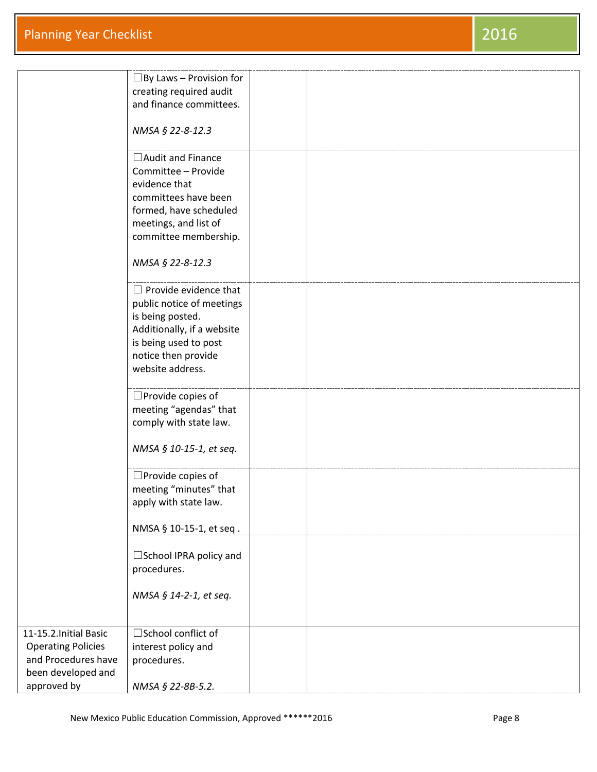| | | | |
|---|---|---|---|
| | ☐By Laws – Provision for creating required audit and finance committees.<br><br>*NMSA § 22-8-12.3* | | |
| | ☐Audit and Finance Committee – Provide evidence that committees have been formed, have scheduled meetings, and list of committee membership.<br><br>*NMSA § 22-8-12.3* | | |
| | ☐ Provide evidence that public notice of meetings is being posted. Additionally, if a website is being used to post notice then provide website address. | | |
| | ☐Provide copies of meeting "agendas" that comply with state law.<br><br>*NMSA § 10-15-1, et seq.* | | |
| | ☐Provide copies of meeting "minutes" that apply with state law.<br><br>NMSA § 10-15-1, et seq . | | |
| | ☐School IPRA policy and procedures.<br><br>*NMSA § 14-2-1, et seq.* | | |
| 11-15.2.Initial Basic Operating Policies and Procedures have been developed and approved by | ☐School conflict of interest policy and procedures.<br><br>*NMSA § 22-8B-5.2.* | | |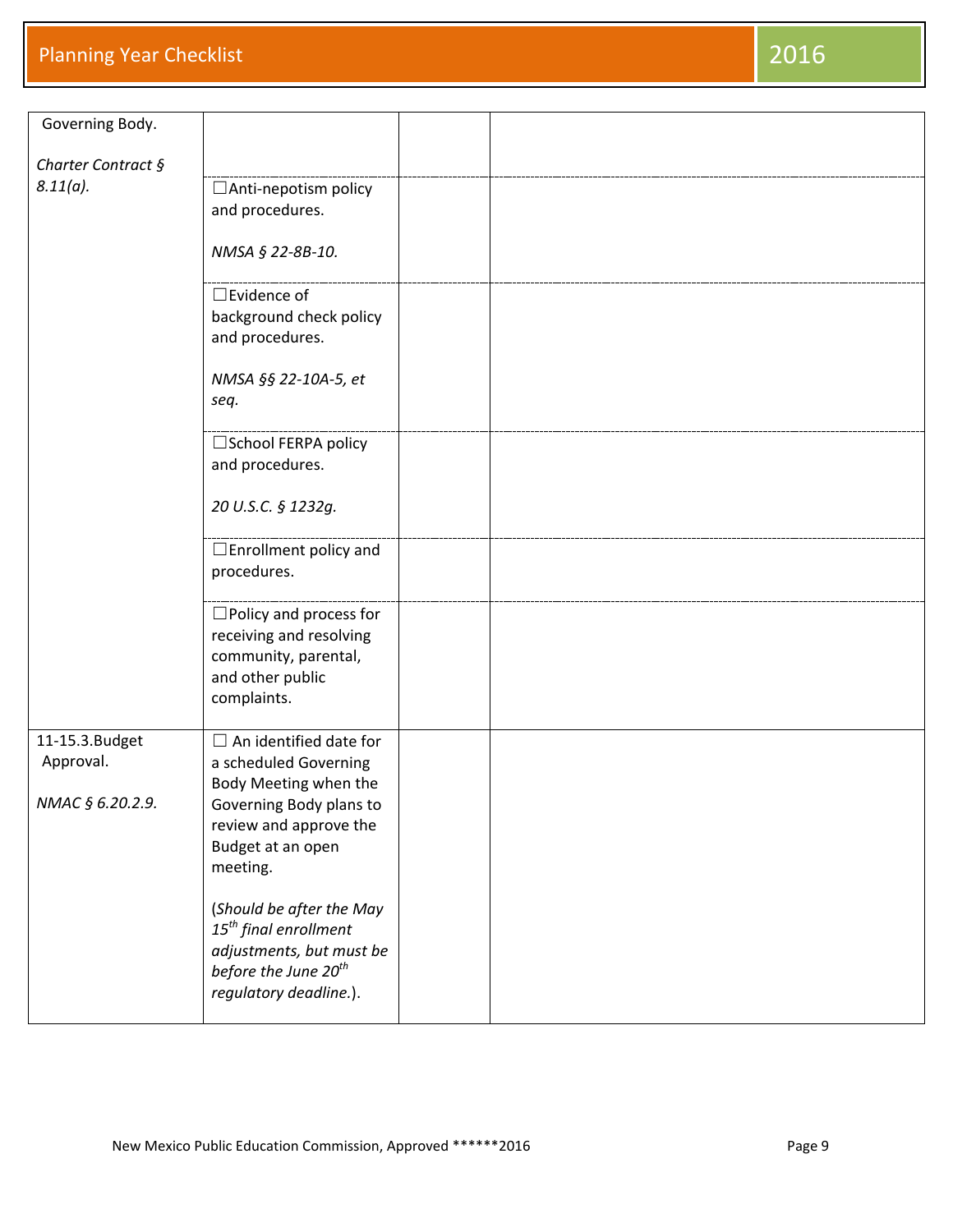| | | | |
|---|---|---|---|
| Governing Body.<br><br>*Charter Contract § 8.11(a).* | | | |
| | ☐Anti-nepotism policy and procedures.<br><br>*NMSA § 22-8B-10.* | | |
| | ☐Evidence of background check policy and procedures.<br><br>*NMSA §§ 22-10A-5, et seq.* | | |
| | ☐School FERPA policy and procedures.<br><br>*20 U.S.C. § 1232g.* | | |
| | ☐Enrollment policy and procedures. | | |
| | ☐Policy and process for receiving and resolving community, parental, and other public complaints. | | |
| 11-15.3.Budget Approval.<br><br>*NMAC § 6.20.2.9.* | ☐ An identified date for a scheduled Governing Body Meeting when the Governing Body plans to review and approve the Budget at an open meeting.<br><br>(*Should be after the May 15th final enrollment adjustments, but must be before the June 20th regulatory deadline.*). | | |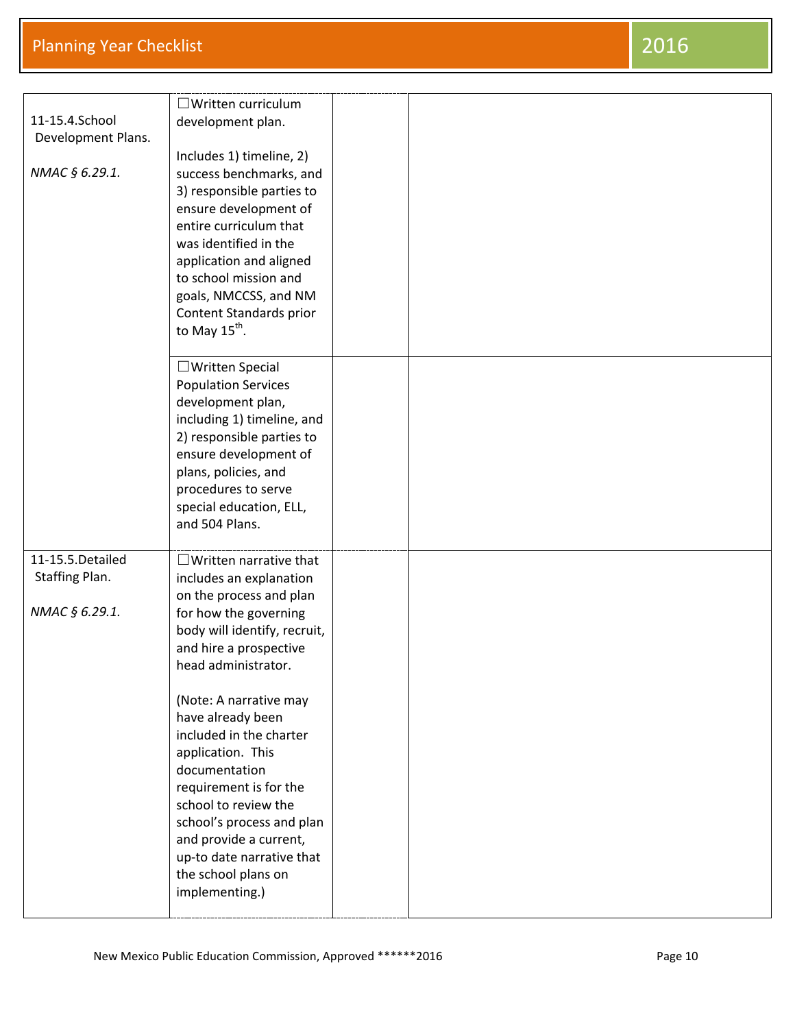| | | | |
|---|---|---|---|
| 11-15.4.School Development Plans.<br><br>*NMAC § 6.29.1.* | ☐Written curriculum development plan.<br><br>Includes 1) timeline, 2) success benchmarks, and 3) responsible parties to ensure development of entire curriculum that was identified in the application and aligned to school mission and goals, NMCCSS, and NM Content Standards prior to May 15th. | | |
| | ☐Written Special Population Services development plan, including 1) timeline, and 2) responsible parties to ensure development of plans, policies, and procedures to serve special education, ELL, and 504 Plans. | | |
| 11-15.5.Detailed Staffing Plan.<br><br>*NMAC § 6.29.1.* | ☐Written narrative that includes an explanation on the process and plan for how the governing body will identify, recruit, and hire a prospective head administrator.<br><br>(Note: A narrative may have already been included in the charter application. This documentation requirement is for the school to review the school's process and plan and provide a current, up-to date narrative that the school plans on implementing.) | | |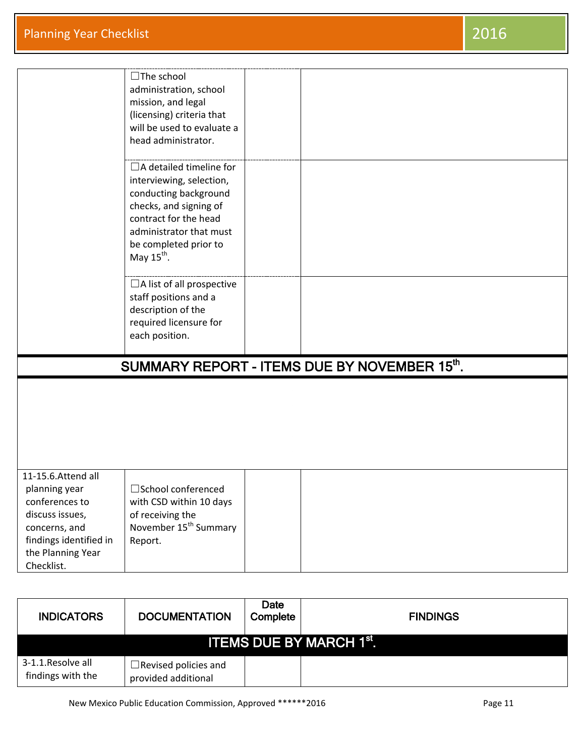| | | | |
|---|---|---|---|
| | ☐The school administration, school mission, and legal (licensing) criteria that will be used to evaluate a head administrator. | | |
| | ☐A detailed timeline for interviewing, selection, conducting background checks, and signing of contract for the head administrator that must be completed prior to May 15th. | | |
| | ☐A list of all prospective staff positions and a description of the required licensure for each position. | | |
| **SUMMARY REPORT - ITEMS DUE BY NOVEMBER 15th.** | | | |
| | | | |
| 11-15.6.Attend all planning year conferences to discuss issues, concerns, and findings identified in the Planning Year Checklist. | ☐School conferenced with CSD within 10 days of receiving the November 15th Summary Report. | | |

| INDICATORS | DOCUMENTATION | Date Complete | FINDINGS |
|---|---|---|---|
| **ITEMS DUE BY MARCH 1st.** | | | |
| 3-1.1.Resolve all findings with the | ☐Revised policies and provided additional | | |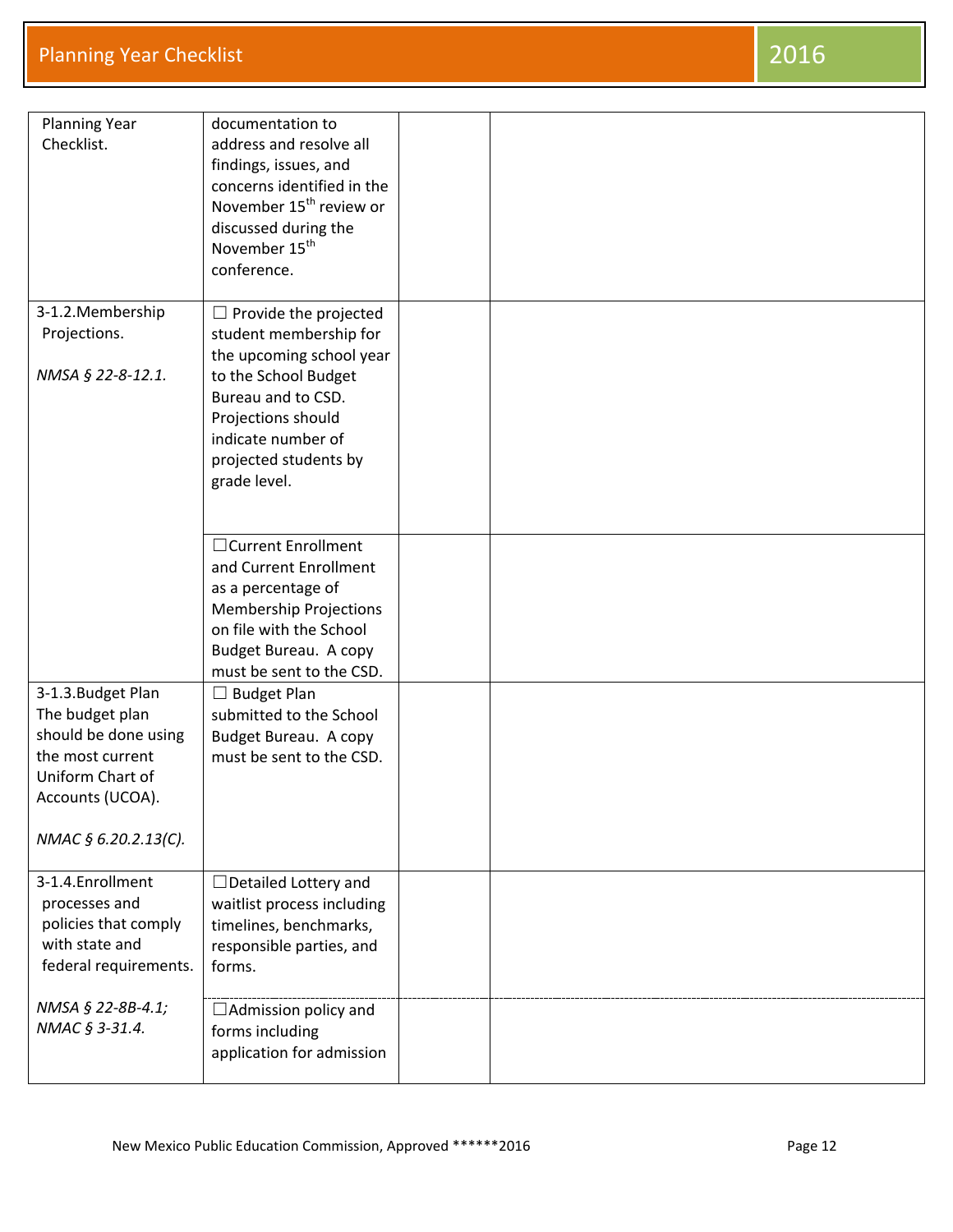| | | | |
|---|---|---|---|
| Planning Year Checklist. | documentation to address and resolve all findings, issues, and concerns identified in the November 15th review or discussed during the November 15th conference. | | |
| 3-1.2.Membership Projections.<br><br>*NMSA § 22-8-12.1.* | ☐ Provide the projected student membership for the upcoming school year to the School Budget Bureau and to CSD. Projections should indicate number of projected students by grade level. | | |
| | ☐Current Enrollment and Current Enrollment as a percentage of Membership Projections on file with the School Budget Bureau. A copy must be sent to the CSD. | | |
| 3-1.3.Budget Plan The budget plan should be done using the most current Uniform Chart of Accounts (UCOA).<br><br>*NMAC § 6.20.2.13(C).* | ☐ Budget Plan submitted to the School Budget Bureau. A copy must be sent to the CSD. | | |
| 3-1.4.Enrollment processes and policies that comply with state and federal requirements.<br><br>*NMSA § 22-8B-4.1; NMAC § 3-31.4.* | ☐Detailed Lottery and waitlist process including timelines, benchmarks, responsible parties, and forms. | | |
| | ☐Admission policy and forms including application for admission | | |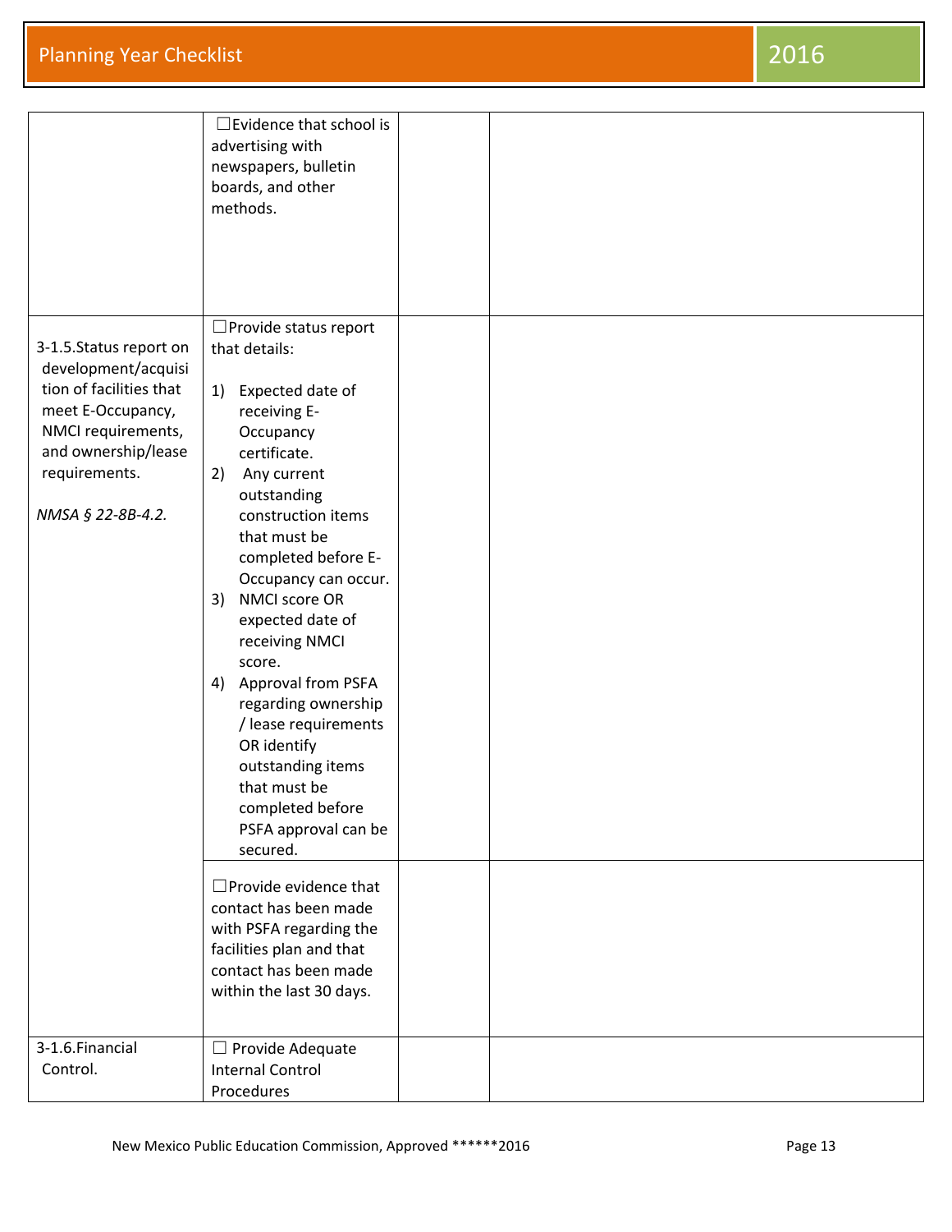| | | | |
|---|---|---|---|
| | ☐Evidence that school is advertising with newspapers, bulletin boards, and other methods. | | |
| 3-1.5.Status report on development/acquisition of facilities that meet E-Occupancy, NMCI requirements, and ownership/lease requirements.<br><br>*NMSA § 22-8B-4.2.* | ☐Provide status report that details:<br><br>1) Expected date of receiving E-Occupancy certificate.<br>2) Any current outstanding construction items that must be completed before E-Occupancy can occur.<br>3) NMCI score OR expected date of receiving NMCI score.<br>4) Approval from PSFA regarding ownership / lease requirements OR identify outstanding items that must be completed before PSFA approval can be secured. | | |
| | ☐Provide evidence that contact has been made with PSFA regarding the facilities plan and that contact has been made within the last 30 days. | | |
| 3-1.6.Financial Control. | ☐ Provide Adequate Internal Control Procedures | | |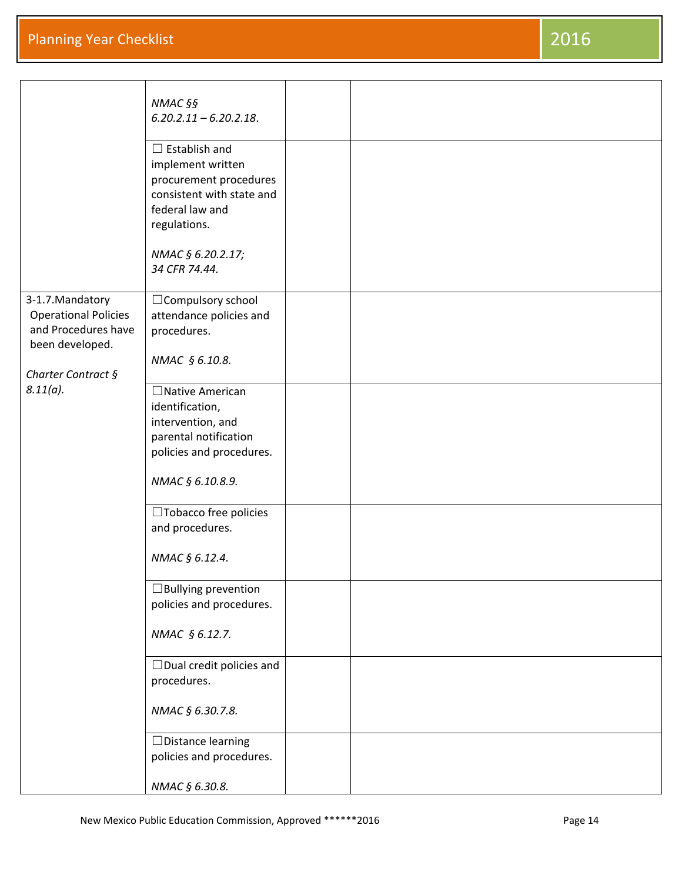| | | | |
|---|---|---|---|
| | *NMAC §§ 6.20.2.11 – 6.20.2.18.* | | |
| | ☐ Establish and implement written procurement procedures consistent with state and federal law and regulations.<br><br>*NMAC § 6.20.2.17; 34 CFR 74.44.* | | |
| 3-1.7. Mandatory Operational Policies and Procedures have been developed.<br><br>*Charter Contract § 8.11(a).* | ☐ Compulsory school attendance policies and procedures.<br><br>*NMAC § 6.10.8.* | | |
| | ☐ Native American identification, intervention, and parental notification policies and procedures.<br><br>*NMAC § 6.10.8.9.* | | |
| | ☐ Tobacco free policies and procedures.<br><br>*NMAC § 6.12.4.* | | |
| | ☐ Bullying prevention policies and procedures.<br><br>*NMAC § 6.12.7.* | | |
| | ☐ Dual credit policies and procedures.<br><br>*NMAC § 6.30.7.8.* | | |
| | ☐ Distance learning policies and procedures.<br><br>*NMAC § 6.30.8.* | | |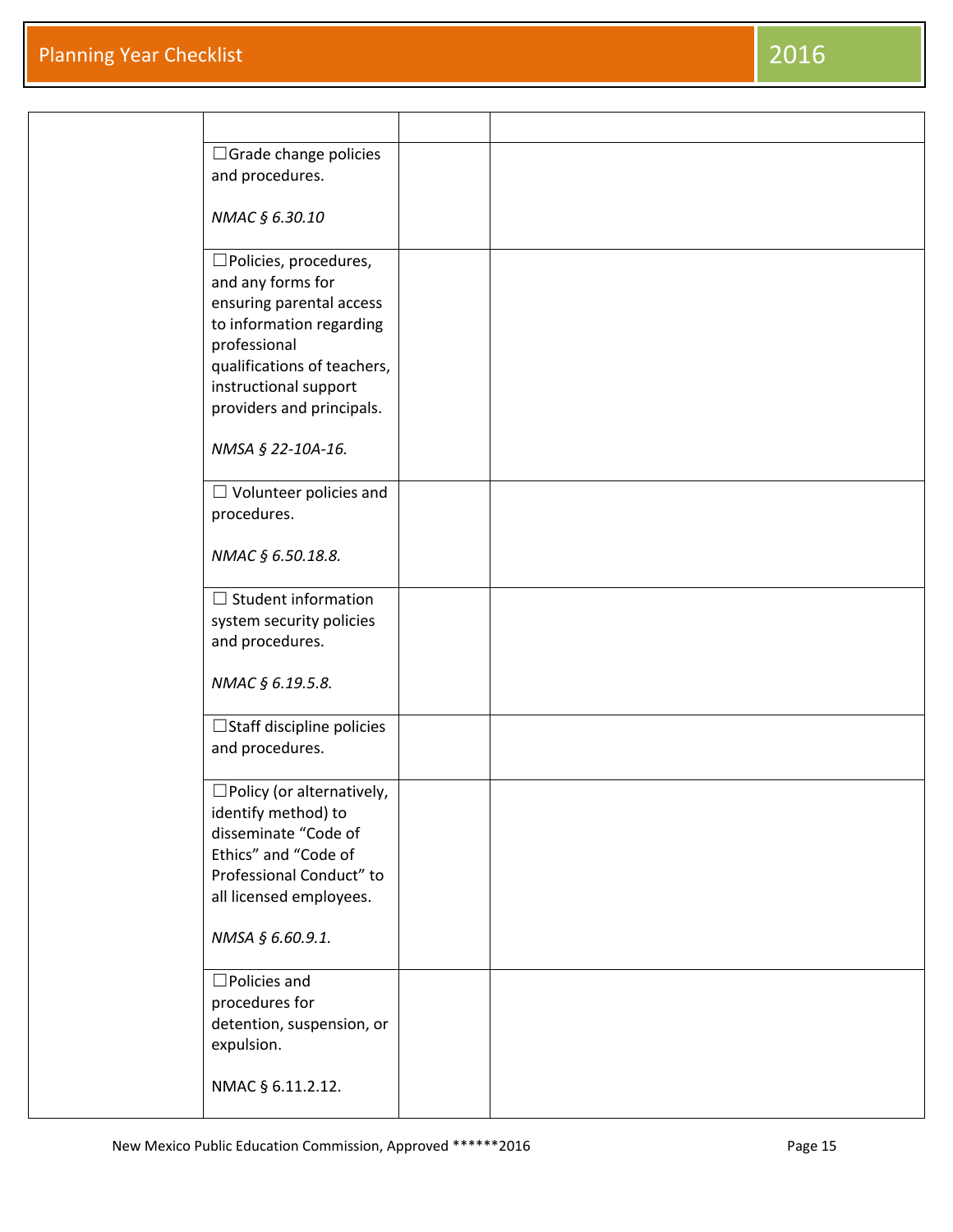| | | | |
|---|---|---|---|
| | | | |
| | ☐Grade change policies and procedures.<br><br>*NMAC § 6.30.10* | | |
| | ☐Policies, procedures, and any forms for ensuring parental access to information regarding professional qualifications of teachers, instructional support providers and principals.<br><br>*NMSA § 22-10A-16.* | | |
| | ☐ Volunteer policies and procedures.<br><br>*NMAC § 6.50.18.8.* | | |
| | ☐ Student information system security policies and procedures.<br><br>*NMAC § 6.19.5.8.* | | |
| | ☐Staff discipline policies and procedures. | | |
| | ☐Policy (or alternatively, identify method) to disseminate "Code of Ethics" and "Code of Professional Conduct" to all licensed employees.<br><br>*NMSA § 6.60.9.1.* | | |
| | ☐Policies and procedures for detention, suspension, or expulsion.<br><br>NMAC § 6.11.2.12. | | |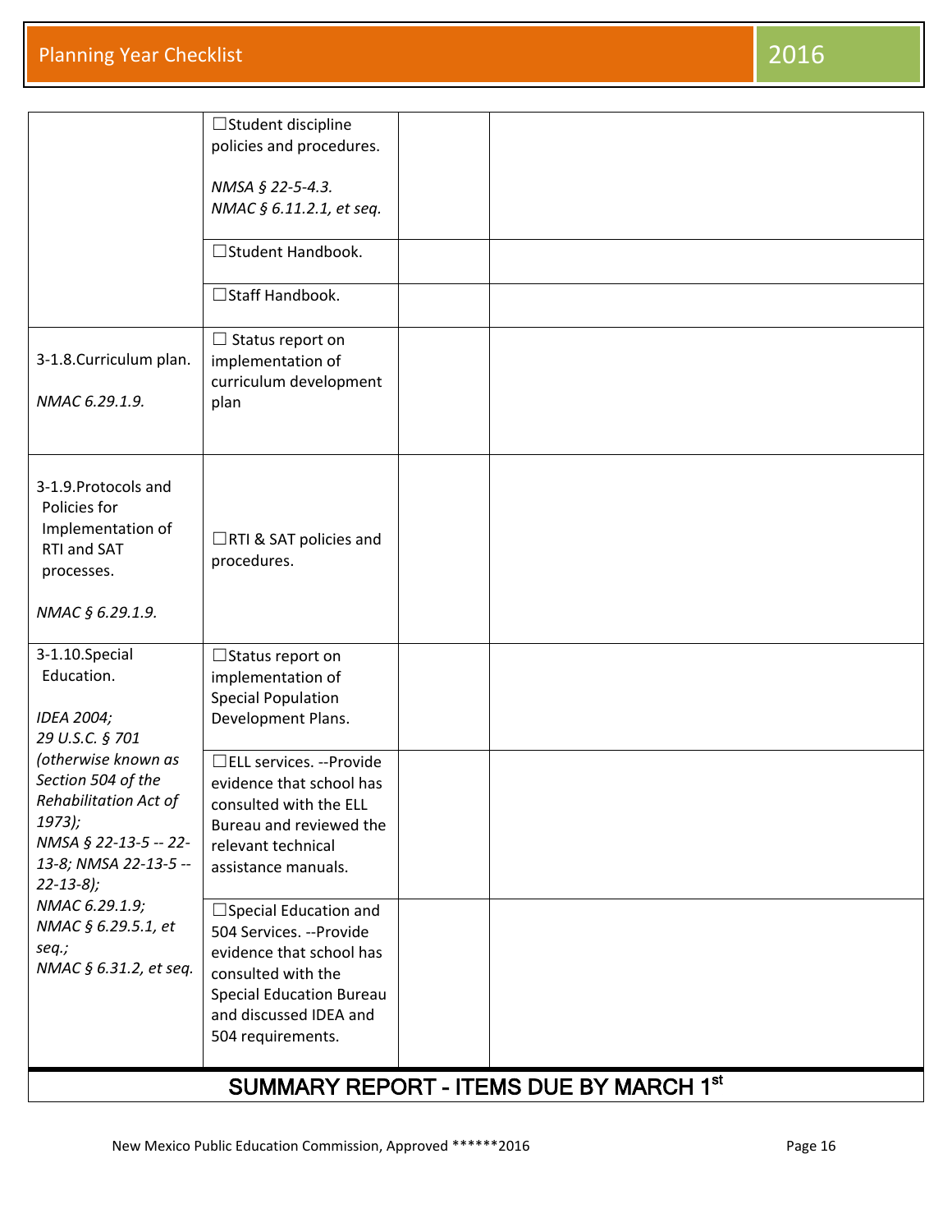| | | | |
|---|---|---|---|
| | ☐Student discipline policies and procedures.<br><br>*NMSA § 22-5-4.3.*<br>*NMAC § 6.11.2.1, et seq.* | | |
| | ☐Student Handbook. | | |
| | ☐Staff Handbook. | | |
| 3-1.8.Curriculum plan.<br><br>*NMAC 6.29.1.9.* | ☐ Status report on implementation of curriculum development plan | | |
| 3-1.9.Protocols and Policies for Implementation of RTI and SAT processes.<br><br>*NMAC § 6.29.1.9.* | ☐RTI & SAT policies and procedures. | | |
| 3-1.10.Special Education.<br><br>*IDEA 2004;*<br>*29 U.S.C. § 701 (otherwise known as Section 504 of the Rehabilitation Act of 1973);*<br>*NMSA § 22-13-5 -- 22-13-8; NMSA 22-13-5 -- 22-13-8);*<br>*NMAC 6.29.1.9;*<br>*NMAC § 6.29.5.1, et seq.;*<br>*NMAC § 6.31.2, et seq.* | ☐Status report on implementation of Special Population Development Plans. | | |
| | ☐ELL services. --Provide evidence that school has consulted with the ELL Bureau and reviewed the relevant technical assistance manuals. | | |
| | ☐Special Education and 504 Services. --Provide evidence that school has consulted with the Special Education Bureau and discussed IDEA and 504 requirements. | | |

## SUMMARY REPORT - ITEMS DUE BY MARCH 1st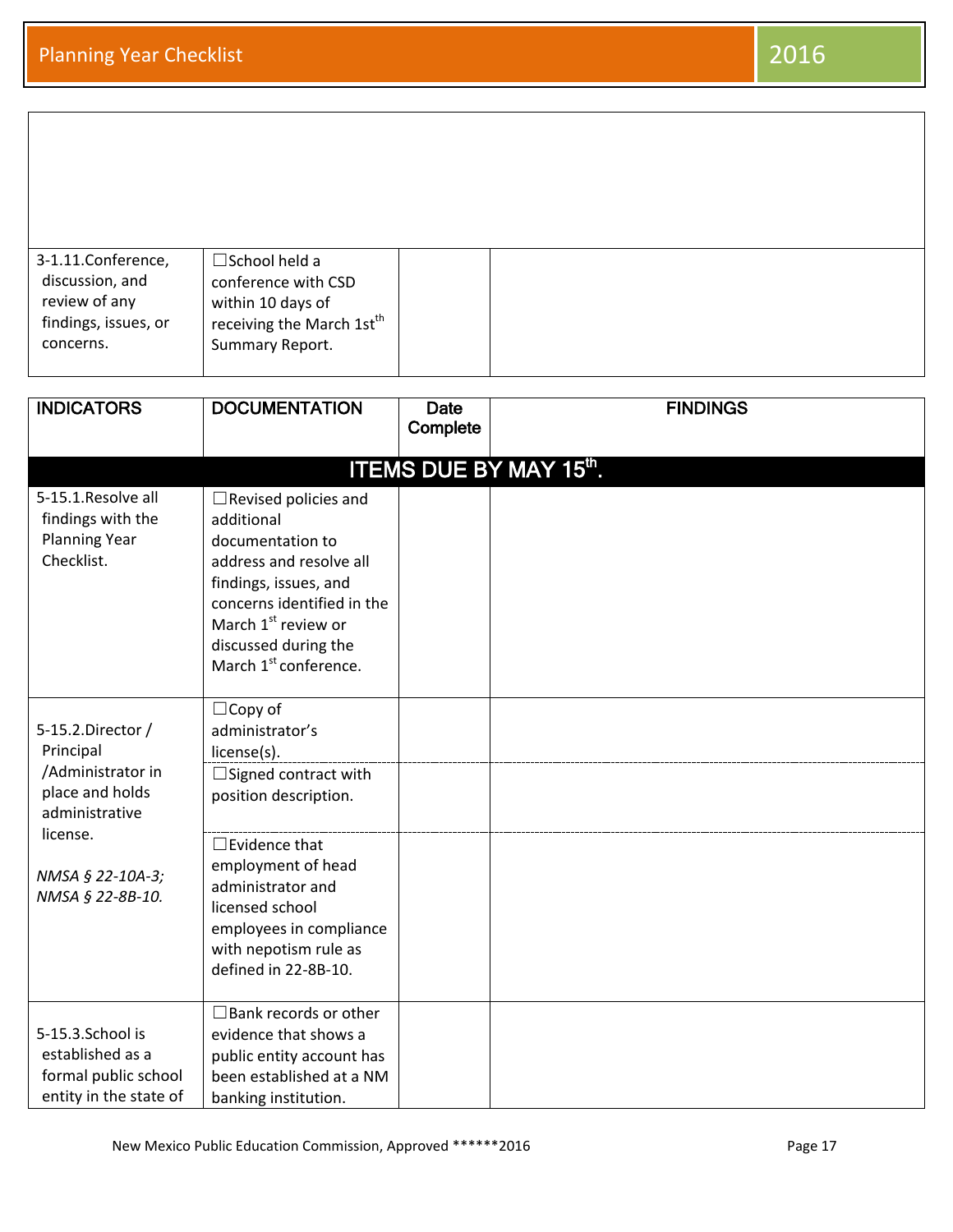| | | | |
|---|---|---|---|
| | | | |
| 3-1.11.Conference, discussion, and review of any findings, issues, or concerns. | ☐School held a conference with CSD within 10 days of receiving the March 1st[th] Summary Report. | | |

| INDICATORS | DOCUMENTATION | Date Complete | FINDINGS |
|---|---|---|---|
| **ITEMS DUE BY MAY 15th.** | | | |
| 5-15.1.Resolve all findings with the Planning Year Checklist. | ☐Revised policies and additional documentation to address and resolve all findings, issues, and concerns identified in the March 1st review or discussed during the March 1st conference. | | |
| 5-15.2.Director / Principal /Administrator in place and holds administrative license.<br><br>*NMSA § 22-10A-3; NMSA § 22-8B-10.* | ☐Copy of administrator's license(s). | | |
| | ☐Signed contract with position description. | | |
| | ☐Evidence that employment of head administrator and licensed school employees in compliance with nepotism rule as defined in 22-8B-10. | | |
| 5-15.3.School is established as a formal public school entity in the state of | ☐Bank records or other evidence that shows a public entity account has been established at a NM banking institution. | | |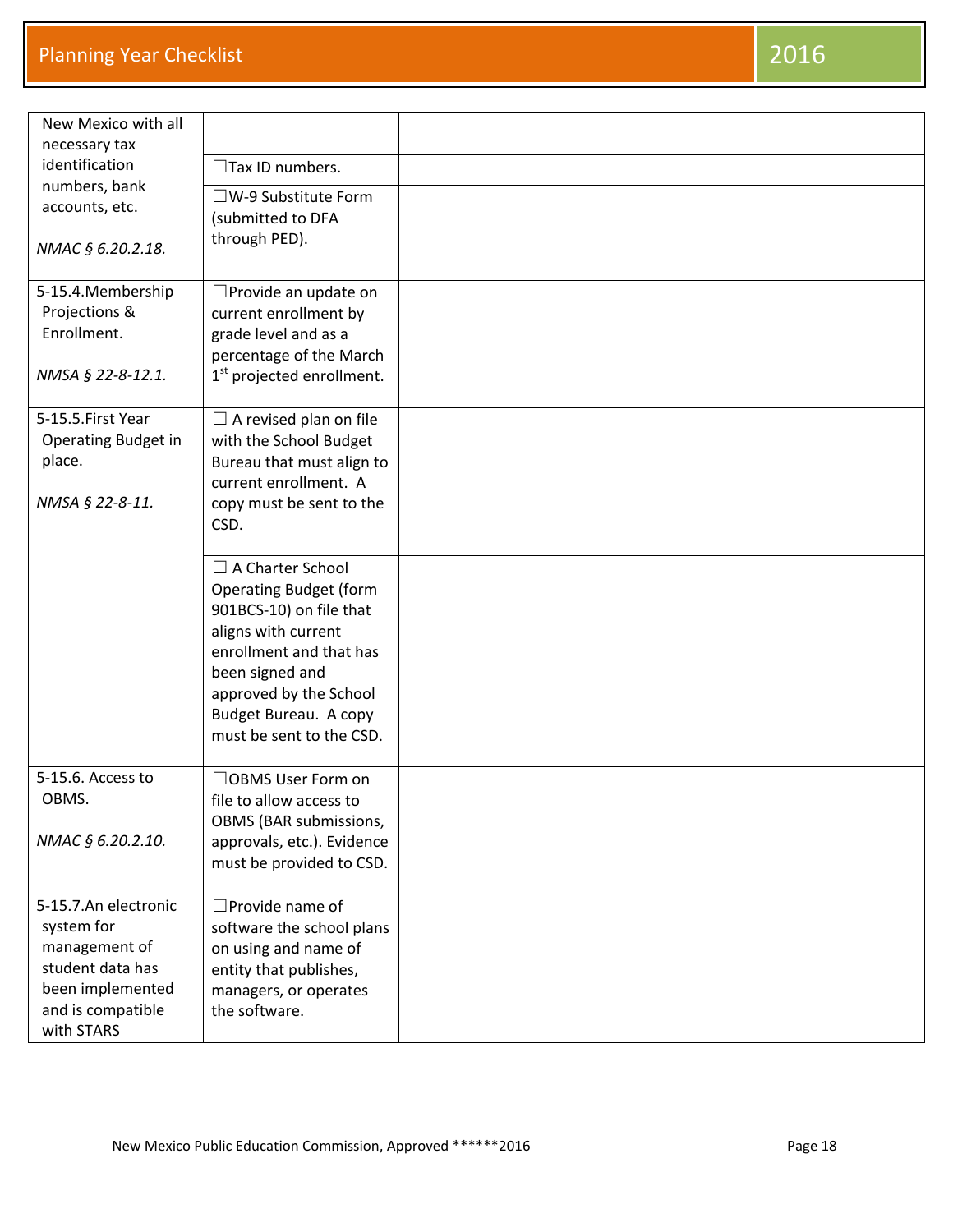| | | | |
|---|---|---|---|
| New Mexico with all necessary tax identification numbers, bank accounts, etc. *NMAC § 6.20.2.18.* | | | |
| | ☐Tax ID numbers. | | |
| | ☐W-9 Substitute Form (submitted to DFA through PED). | | |
| 5-15.4.Membership Projections & Enrollment. *NMSA § 22-8-12.1.* | ☐Provide an update on current enrollment by grade level and as a percentage of the March 1st projected enrollment. | | |
| 5-15.5.First Year Operating Budget in place. *NMSA § 22-8-11.* | ☐ A revised plan on file with the School Budget Bureau that must align to current enrollment. A copy must be sent to the CSD. | | |
| | ☐ A Charter School Operating Budget (form 901BCS-10) on file that aligns with current enrollment and that has been signed and approved by the School Budget Bureau. A copy must be sent to the CSD. | | |
| 5-15.6. Access to OBMS. *NMAC § 6.20.2.10.* | ☐OBMS User Form on file to allow access to OBMS (BAR submissions, approvals, etc.). Evidence must be provided to CSD. | | |
| 5-15.7.An electronic system for management of student data has been implemented and is compatible with STARS | ☐Provide name of software the school plans on using and name of entity that publishes, managers, or operates the software. | | |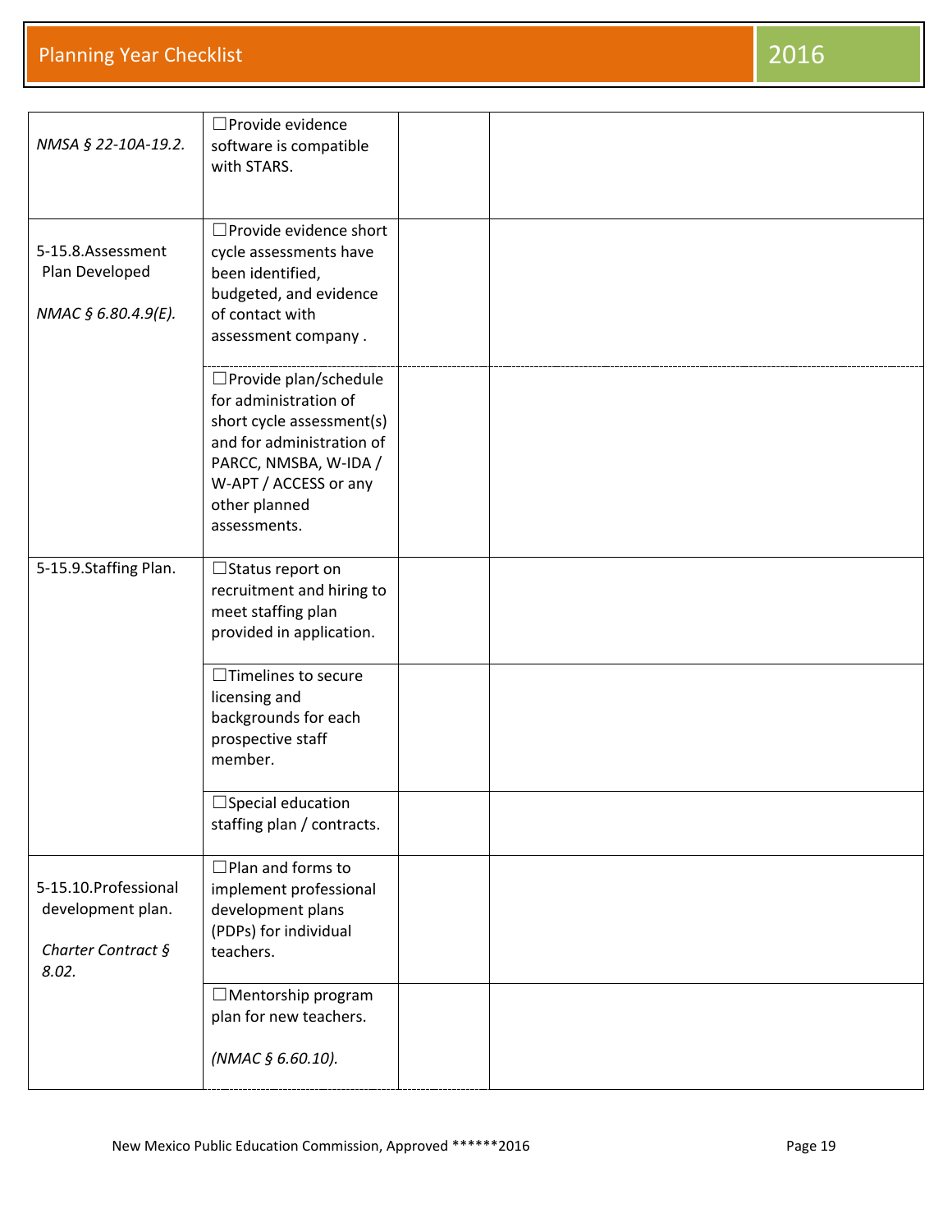| | | | |
|---|---|---|---|
| *NMSA § 22-10A-19.2.* | ☐Provide evidence software is compatible with STARS. | | |
| 5-15.8.Assessment Plan Developed<br><br>*NMAC § 6.80.4.9(E).* | ☐Provide evidence short cycle assessments have been identified, budgeted, and evidence of contact with assessment company . | | |
| | ☐Provide plan/schedule for administration of short cycle assessment(s) and for administration of PARCC, NMSBA, W-IDA / W-APT / ACCESS or any other planned assessments. | | |
| 5-15.9.Staffing Plan. | ☐Status report on recruitment and hiring to meet staffing plan provided in application. | | |
| | ☐Timelines to secure licensing and backgrounds for each prospective staff member. | | |
| | ☐Special education staffing plan / contracts. | | |
| 5-15.10.Professional development plan.<br><br>*Charter Contract § 8.02.* | ☐Plan and forms to implement professional development plans (PDPs) for individual teachers. | | |
| | ☐Mentorship program plan for new teachers.<br><br>*(NMAC § 6.60.10).* | | |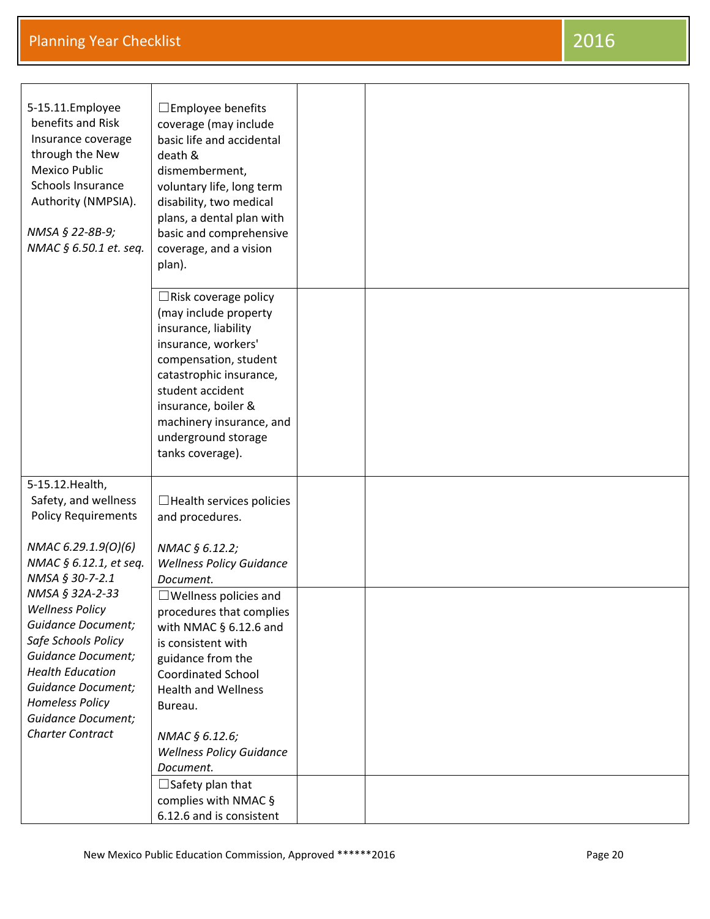| | | | |
|---|---|---|---|
| 5-15.11.Employee benefits and Risk Insurance coverage through the New Mexico Public Schools Insurance Authority (NMPSIA).<br><br>*NMSA § 22-8B-9; NMAC § 6.50.1 et. seq.* | ☐Employee benefits coverage (may include basic life and accidental death & dismemberment, voluntary life, long term disability, two medical plans, a dental plan with basic and comprehensive coverage, and a vision plan). | | |
| | ☐Risk coverage policy (may include property insurance, liability insurance, workers' compensation, student catastrophic insurance, student accident insurance, boiler & machinery insurance, and underground storage tanks coverage). | | |
| 5-15.12.Health, Safety, and wellness Policy Requirements<br><br>*NMAC 6.29.1.9(O)(6) NMAC § 6.12.1, et seq. NMSA § 30-7-2.1 NMSA § 32A-2-33 Wellness Policy Guidance Document; Safe Schools Policy Guidance Document; Health Education Guidance Document; Homeless Policy Guidance Document; Charter Contract* | ☐Health services policies and procedures.<br><br>*NMAC § 6.12.2; Wellness Policy Guidance Document.* | | |
| | ☐Wellness policies and procedures that complies with NMAC § 6.12.6 and is consistent with guidance from the Coordinated School Health and Wellness Bureau.<br><br>*NMAC § 6.12.6; Wellness Policy Guidance Document.* | | |
| | ☐Safety plan that complies with NMAC § 6.12.6 and is consistent | | |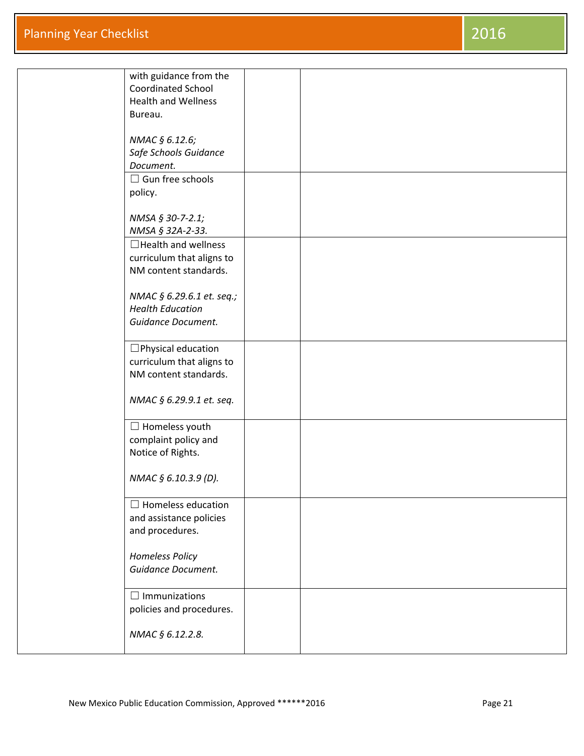| | | | |
|---|---|---|---|
| | with guidance from the Coordinated School Health and Wellness Bureau.<br><br>*NMAC § 6.12.6; Safe Schools Guidance Document.* | | |
| | ☐ Gun free schools policy.<br><br>*NMSA § 30-7-2.1; NMSA § 32A-2-33.* | | |
| | ☐Health and wellness curriculum that aligns to NM content standards.<br><br>*NMAC § 6.29.6.1 et. seq.; Health Education Guidance Document.* | | |
| | ☐Physical education curriculum that aligns to NM content standards.<br><br>*NMAC § 6.29.9.1 et. seq.* | | |
| | ☐ Homeless youth complaint policy and Notice of Rights.<br><br>*NMAC § 6.10.3.9 (D).* | | |
| | ☐ Homeless education and assistance policies and procedures.<br><br>*Homeless Policy Guidance Document.* | | |
| | ☐ Immunizations policies and procedures.<br><br>*NMAC § 6.12.2.8.* | | |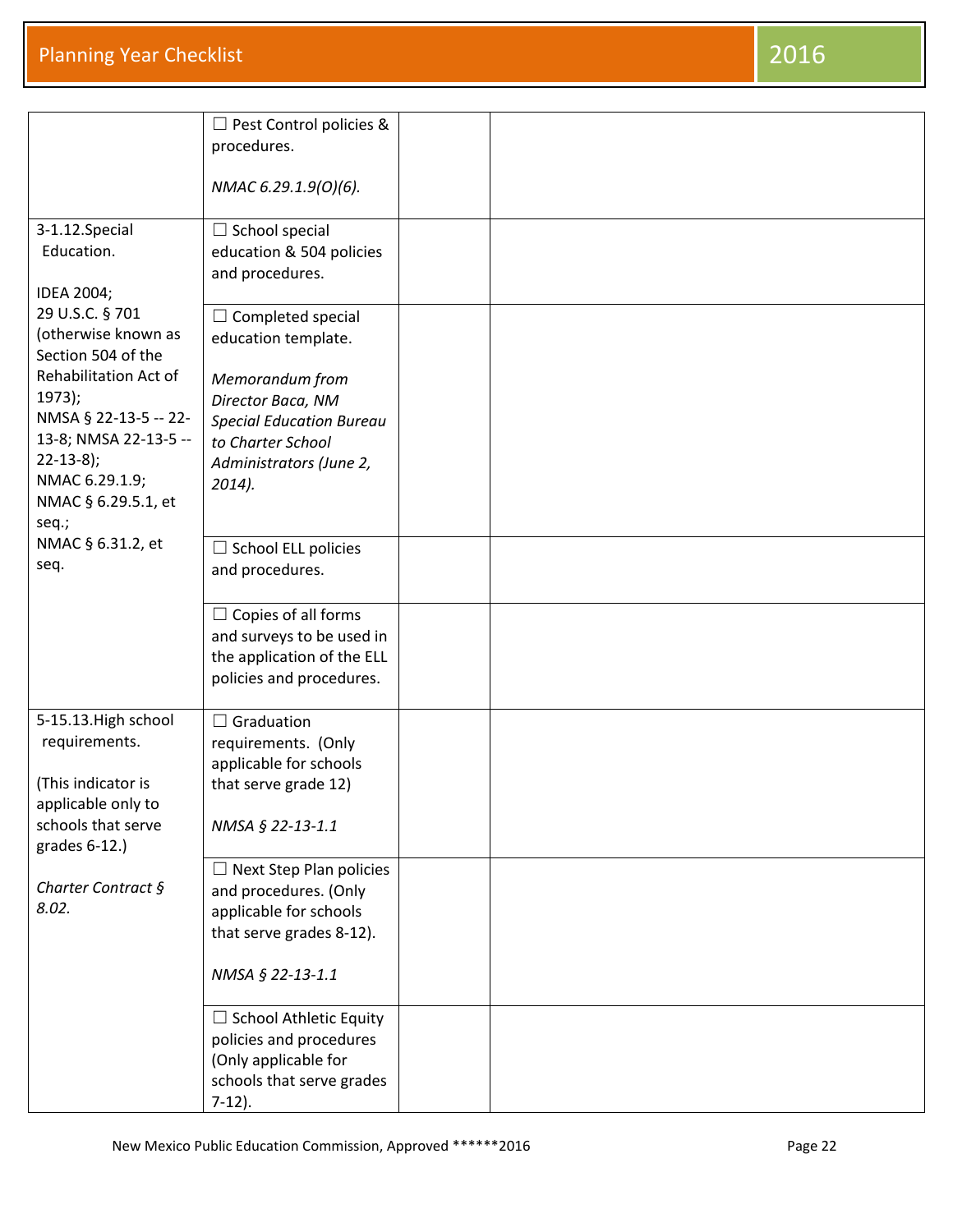| | | | |
|---|---|---|---|
| | ☐ Pest Control policies & procedures.<br><br>*NMAC 6.29.1.9(O)(6).* | | |
| 3-1.12.Special Education.<br><br>IDEA 2004;<br>29 U.S.C. § 701 (otherwise known as Section 504 of the Rehabilitation Act of 1973);<br>NMSA § 22-13-5 -- 22-13-8; NMSA 22-13-5 -- 22-13-8);<br>NMAC 6.29.1.9;<br>NMAC § 6.29.5.1, et seq.;<br>NMAC § 6.31.2, et seq. | ☐ School special education & 504 policies and procedures. | | |
| | ☐ Completed special education template.<br><br>*Memorandum from Director Baca, NM Special Education Bureau to Charter School Administrators (June 2, 2014).* | | |
| | ☐ School ELL policies and procedures. | | |
| | ☐ Copies of all forms and surveys to be used in the application of the ELL policies and procedures. | | |
| 5-15.13.High school requirements.<br><br>(This indicator is applicable only to schools that serve grades 6-12.)<br><br>*Charter Contract § 8.02.* | ☐ Graduation requirements. (Only applicable for schools that serve grade 12)<br><br>*NMSA § 22-13-1.1* | | |
| | ☐ Next Step Plan policies and procedures. (Only applicable for schools that serve grades 8-12).<br><br>*NMSA § 22-13-1.1* | | |
| | ☐ School Athletic Equity policies and procedures (Only applicable for schools that serve grades 7-12). | | |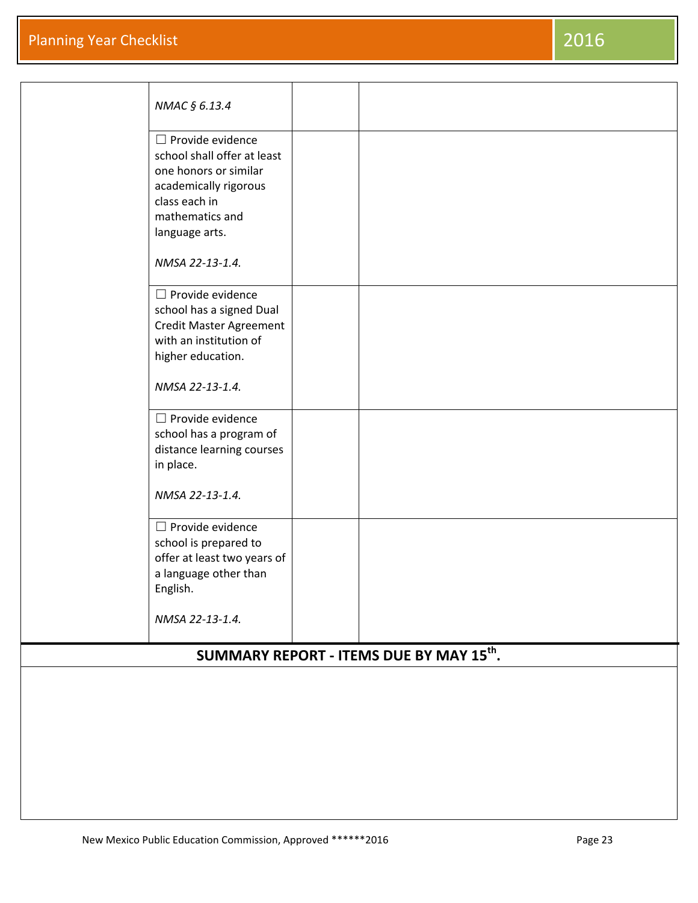| | | | |
|---|---|---|---|
| | *NMAC § 6.13.4* | | |
| | ☐ Provide evidence school shall offer at least one honors or similar academically rigorous class each in mathematics and language arts.<br><br>*NMSA 22-13-1.4.* | | |
| | ☐ Provide evidence school has a signed Dual Credit Master Agreement with an institution of higher education.<br><br>*NMSA 22-13-1.4.* | | |
| | ☐ Provide evidence school has a program of distance learning courses in place.<br><br>*NMSA 22-13-1.4.* | | |
| | ☐ Provide evidence school is prepared to offer at least two years of a language other than English.<br><br>*NMSA 22-13-1.4.* | | |

| **SUMMARY REPORT - ITEMS DUE BY MAY 15th.** |
|---|
| |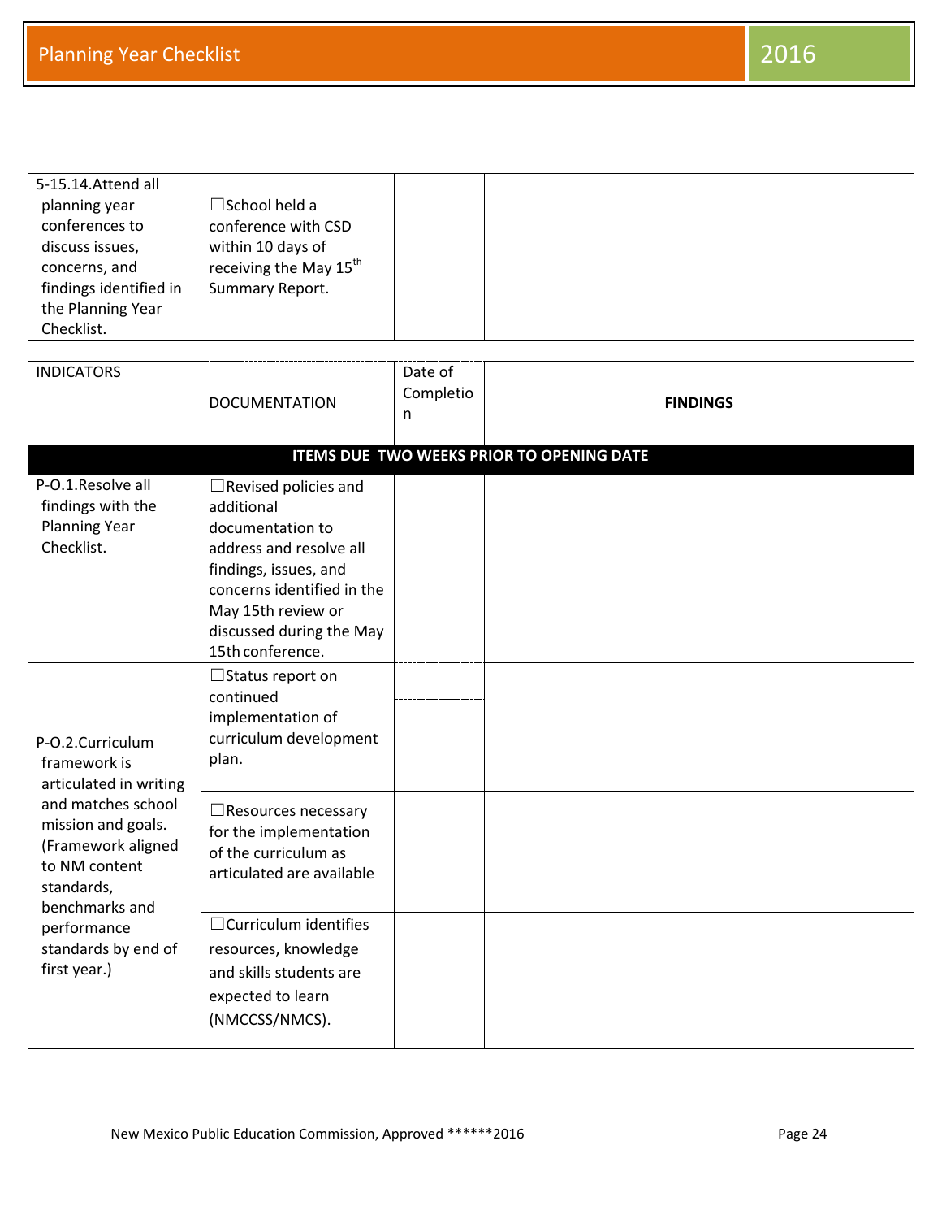| | | | |
|---|---|---|---|
| 5-15.14.Attend all planning year conferences to discuss issues, concerns, and findings identified in the Planning Year Checklist. | ☐School held a conference with CSD within 10 days of receiving the May 15th Summary Report. | | |

| INDICATORS | DOCUMENTATION | Date of Completion | **FINDINGS** |
|---|---|---|---|
| **ITEMS DUE TWO WEEKS PRIOR TO OPENING DATE** | | | |
| P-O.1.Resolve all findings with the Planning Year Checklist. | ☐Revised policies and additional documentation to address and resolve all findings, issues, and concerns identified in the May 15th review or discussed during the May 15th conference. | | |
| P-O.2.Curriculum framework is articulated in writing and matches school mission and goals. (Framework aligned to NM content standards, benchmarks and performance standards by end of first year.) | ☐Status report on continued implementation of curriculum development plan. | | |
| | ☐Resources necessary for the implementation of the curriculum as articulated are available | | |
| | ☐Curriculum identifies resources, knowledge and skills students are expected to learn (NMCCSS/NMCS). | | |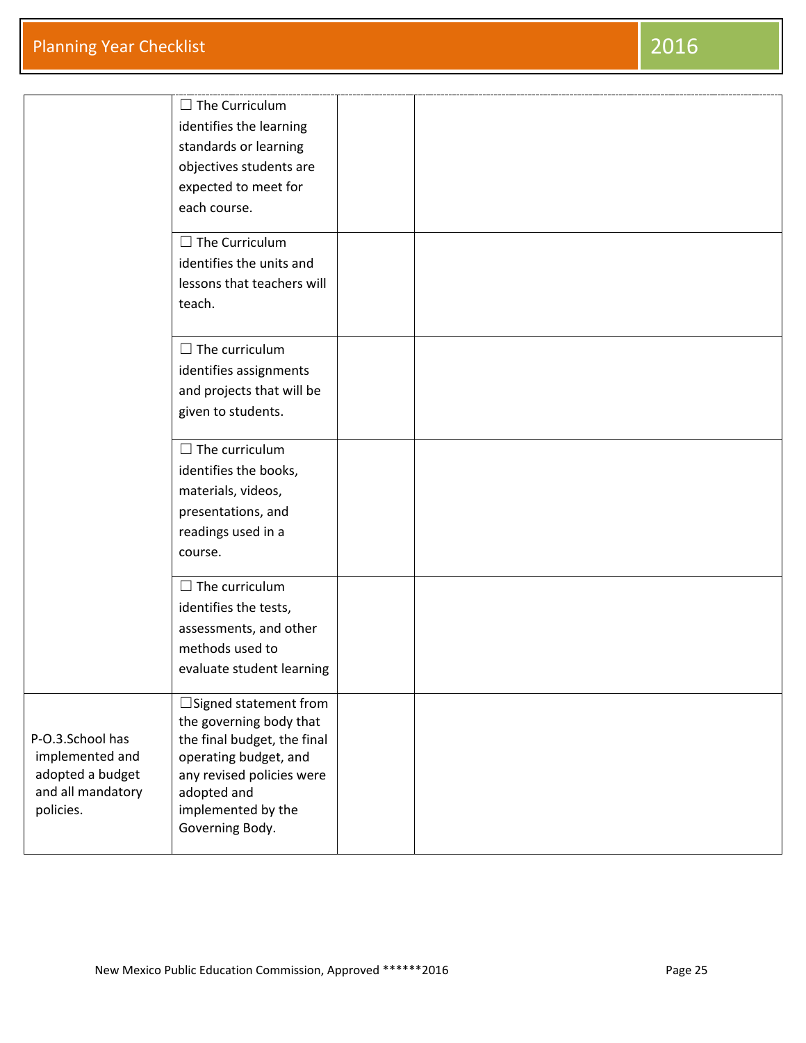| | | | |
|---|---|---|---|
| | ☐ The Curriculum identifies the learning standards or learning objectives students are expected to meet for each course. | | |
| | ☐ The Curriculum identifies the units and lessons that teachers will teach. | | |
| | ☐ The curriculum identifies assignments and projects that will be given to students. | | |
| | ☐ The curriculum identifies the books, materials, videos, presentations, and readings used in a course. | | |
| | ☐ The curriculum identifies the tests, assessments, and other methods used to evaluate student learning | | |
| P-O.3.School has implemented and adopted a budget and all mandatory policies. | ☐Signed statement from the governing body that the final budget, the final operating budget, and any revised policies were adopted and implemented by the Governing Body. | | |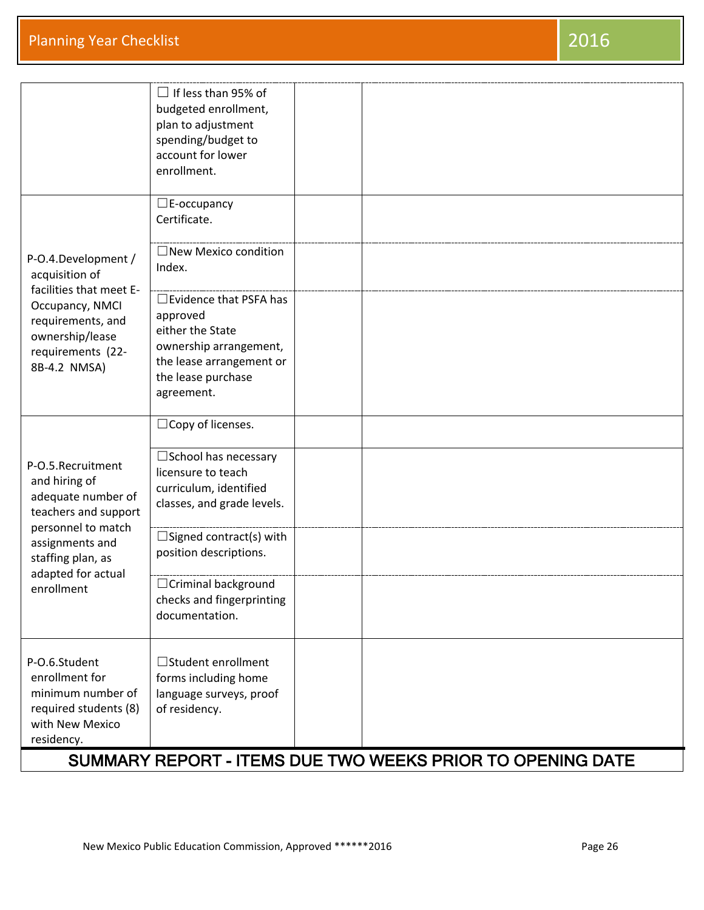| | | | |
|---|---|---|---|
| | ☐ If less than 95% of budgeted enrollment, plan to adjustment spending/budget to account for lower enrollment. | | |
| P-O.4.Development / acquisition of facilities that meet E-Occupancy, NMCI requirements, and ownership/lease requirements (22-8B-4.2 NMSA) | ☐E-occupancy Certificate. | | |
| | ☐New Mexico condition Index. | | |
| | ☐Evidence that PSFA has approved either the State ownership arrangement, the lease arrangement or the lease purchase agreement. | | |
| P-O.5.Recruitment and hiring of adequate number of teachers and support personnel to match assignments and staffing plan, as adapted for actual enrollment | ☐Copy of licenses. | | |
| | ☐School has necessary licensure to teach curriculum, identified classes, and grade levels. | | |
| | ☐Signed contract(s) with position descriptions. | | |
| | ☐Criminal background checks and fingerprinting documentation. | | |
| P-O.6.Student enrollment for minimum number of required students (8) with New Mexico residency. | ☐Student enrollment forms including home language surveys, proof of residency. | | |

## SUMMARY REPORT - ITEMS DUE TWO WEEKS PRIOR TO OPENING DATE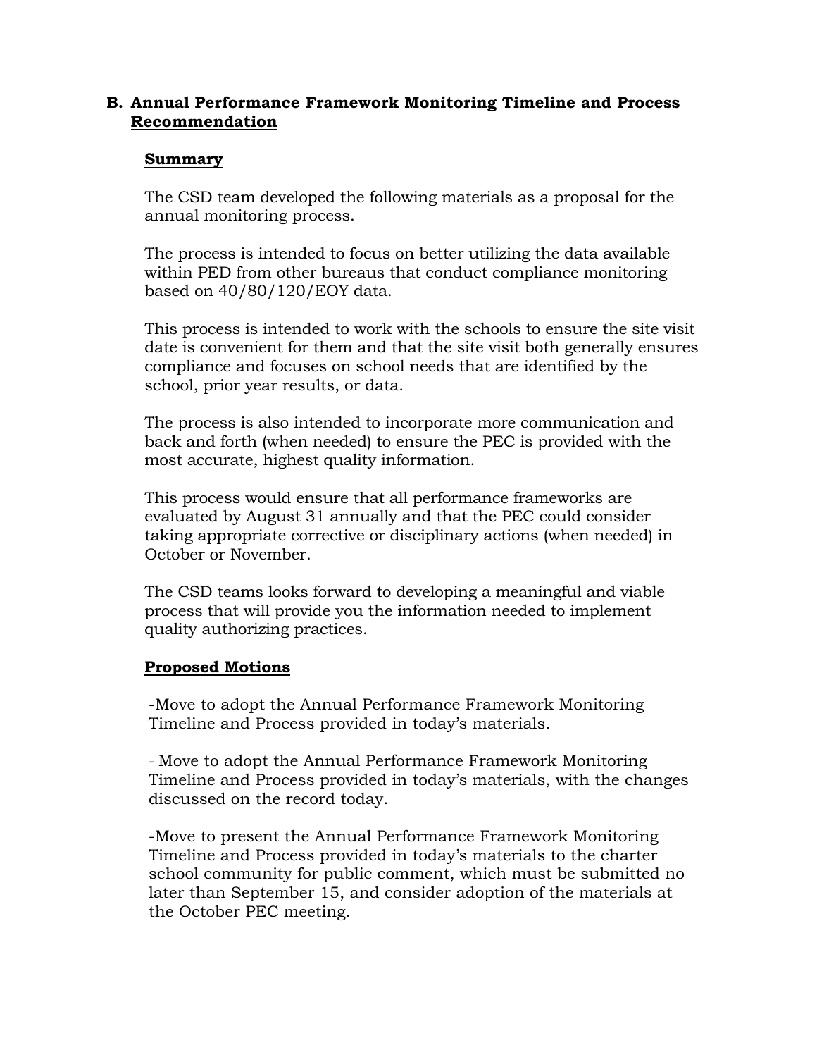## B. Annual Performance Framework Monitoring Timeline and Process Recommendation

### Summary

The CSD team developed the following materials as a proposal for the annual monitoring process.

The process is intended to focus on better utilizing the data available within PED from other bureaus that conduct compliance monitoring based on 40/80/120/EOY data.

This process is intended to work with the schools to ensure the site visit date is convenient for them and that the site visit both generally ensures compliance and focuses on school needs that are identified by the school, prior year results, or data.

The process is also intended to incorporate more communication and back and forth (when needed) to ensure the PEC is provided with the most accurate, highest quality information.

This process would ensure that all performance frameworks are evaluated by August 31 annually and that the PEC could consider taking appropriate corrective or disciplinary actions (when needed) in October or November.

The CSD teams looks forward to developing a meaningful and viable process that will provide you the information needed to implement quality authorizing practices.

### Proposed Motions

-Move to adopt the Annual Performance Framework Monitoring Timeline and Process provided in today's materials.

- Move to adopt the Annual Performance Framework Monitoring Timeline and Process provided in today's materials, with the changes discussed on the record today.

-Move to present the Annual Performance Framework Monitoring Timeline and Process provided in today's materials to the charter school community for public comment, which must be submitted no later than September 15, and consider adoption of the materials at the October PEC meeting.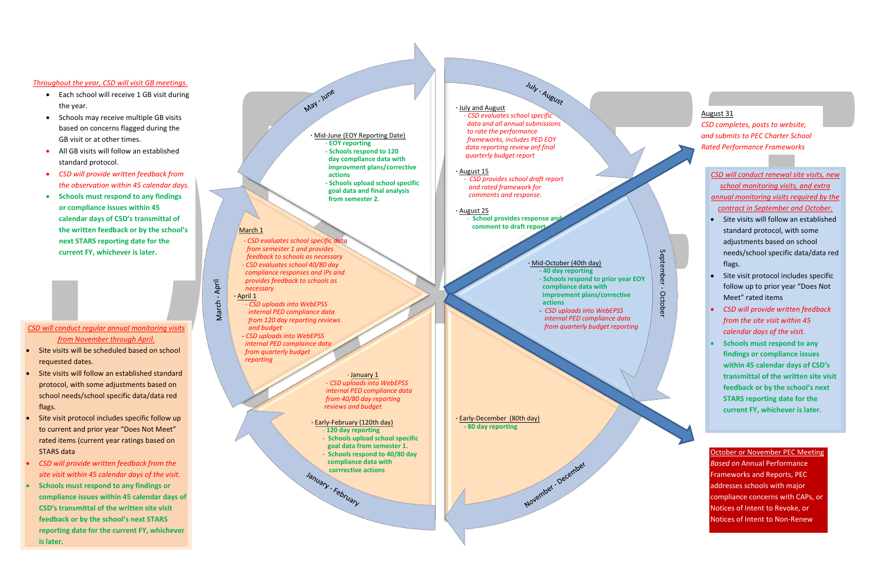*Throughout the year, CSD will visit GB meetings.*

- Each school will receive 1 GB visit during the year.
- Schools may receive multiple GB visits based on concerns flagged during the GB visit or at other times.
- All GB visits will follow an established standard protocol.
- *CSD will provide written feedback from the observation within 45 calendar days.*
- **Schools must respond to any findings or compliance issues within 45 calendar days of CSD's transmittal of the written feedback or by the school's next STARS reporting date for the current FY, whichever is later.**

*CSD will conduct regular annual monitoring visits from November through April.*

- Site visits will be scheduled based on school requested dates.
- Site visits will follow an established standard protocol, with some adjustments based on school needs/school specific data/data red flags.
- Site visit protocol includes specific follow up to current and prior year "Does Not Meet" rated items (current year ratings based on STARS data
- *CSD will provide written feedback from the site visit within 45 calendar days of the visit.*
- **Schools must respond to any findings or compliance issues within 45 calendar days of CSD's transmittal of the written site visit feedback or by the school's next STARS reporting date for the current FY, whichever is later.**

## May - June

- Mid-June (EOY Reporting Date)
  - **EOY reporting**
  - **Schools respond to 120 day compliance data with improvment plans/corrective actions**
  - **Schools upload school specific goal data and final analysis from semester 2.**

## July - August

- July and August
  - *CSD evaluates school specific data and all annual submissions to rate the performance frameworks, includes PED EOY data reporting review anf final quarterly budget report*
- August 15
  - *CSD provides school draft report and rated framework for comments and response.*
- August 25
  - **School provides response and comment to draft report**

August 31

*CSD completes, posts to website, and submits to PEC Charter School Rated Performance Frameworks*

## September - October

- Mid-October (40th day)
  - **40 day reporting**
  - **Schools respond to prior year EOY compliance data with improvment plans/corrective actions**
  - *CSD uploads into WebEPSS internal PED compliance data from quarterly budget reporting*

*CSD will conduct renewal site visits, new school monitoring visits, and extra annual monitoring visits required by the contract in September and October.*

- Site visits will follow an established standard protocol, with some adjustments based on school needs/school specific data/data red flags.
- Site visit protocol includes specific follow up to prior year "Does Not Meet" rated items
- *CSD will provide written feedback from the site visit within 45 calendar days of the visit.*
- **Schools must respond to any findings or compliance issues within 45 calendar days of CSD's transmittal of the written site visit feedback or by the school's next STARS reporting date for the current FY, whichever is later.**

October or November PEC Meeting

*Based on* Annual Performance Frameworks and Reports, PEC addresses schools with major compliance concerns with CAPs, or Notices of Intent to Revoke, or Notices of Intent to Non-Renew

## November - December

- Early-December (80th day)
  - **80 day reporting**

## January - February

- January 1
  - *CSD uploads into WebEPSS internal PED compliance data from 40/80 day reporting reviews and budget*
- Early-February (120th day)
  - **120 day reporting**
  - **Schools upload school specific goal data from semester 1.**
  - **Schools respond to 40/80 day compliance data with corrrective actions**

## March - April

- March 1
  - *CSD evaluates school specific data from semester 1 and provides feedback to schools as necessary*
  - *CSD evaluates school 40/80 day compliance responses and IPs and provides feedback to schools as necessary*
- April 1
  - *CSD uploads into WebEPSS internal PED compliance data from 120 day reporting reviews and budget*
  - *CSD uploads into WebEPSS internal PED compliance data from quarterly budget reporting*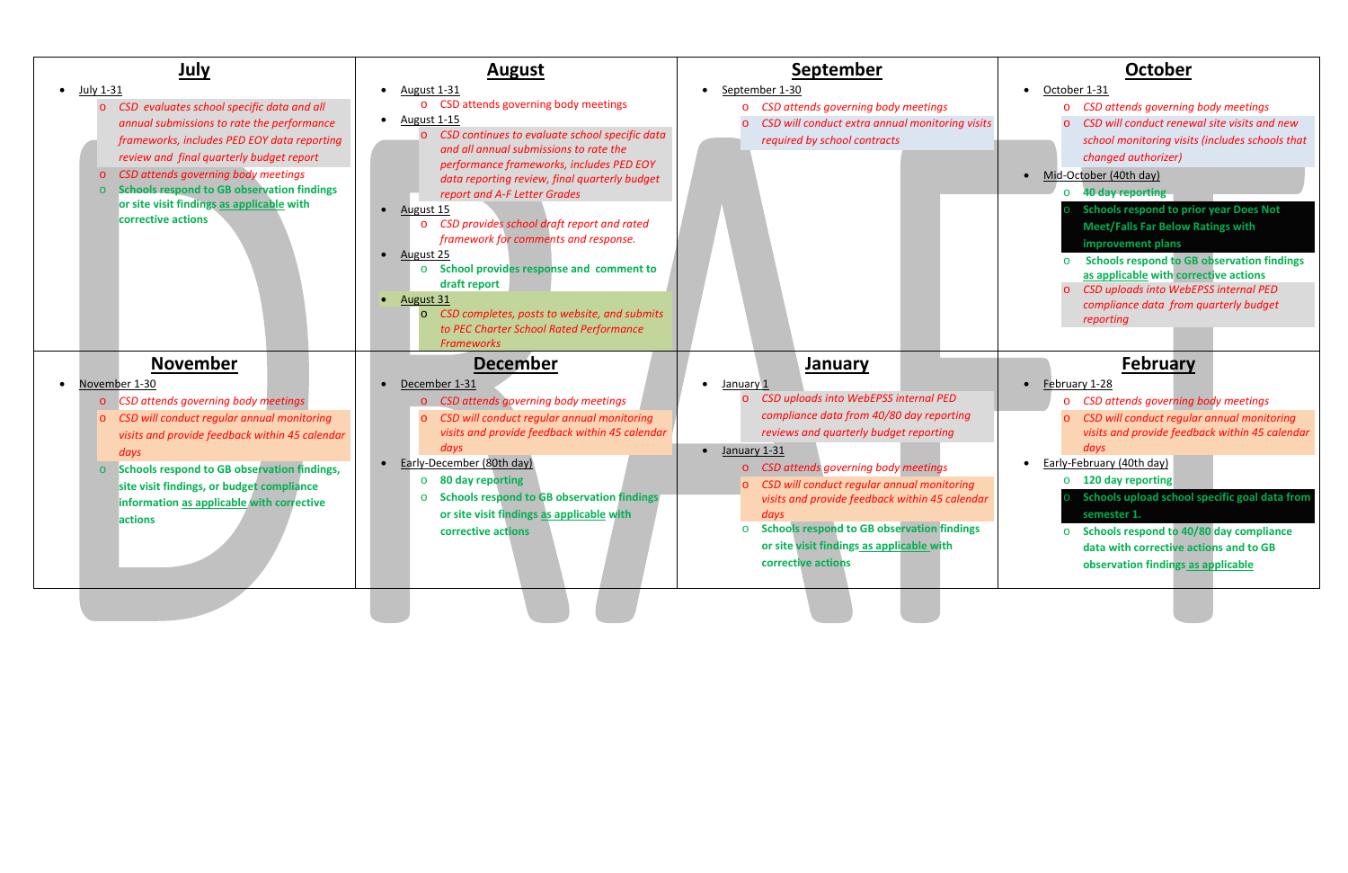## July

- July 1-31
  - *CSD evaluates school specific data and all annual submissions to rate the performance frameworks, includes PED EOY data reporting review and final quarterly budget report*
  - *CSD attends governing body meetings*
  - **Schools respond to GB observation findings or site visit findings as applicable with corrective actions**

## August

- August 1-31
  - CSD attends governing body meetings
- August 1-15
  - *CSD continues to evaluate school specific data and all annual submissions to rate the performance frameworks, includes PED EOY data reporting review, final quarterly budget report and A-F Letter Grades*
- August 15
  - *CSD provides school draft report and rated framework for comments and response.*
- August 25
  - **School provides response and comment to draft report**
- August 31
  - *CSD completes, posts to website, and submits to PEC Charter School Rated Performance Frameworks*

## September

- September 1-30
  - *CSD attends governing body meetings*
  - *CSD will conduct extra annual monitoring visits required by school contracts*

## October

- October 1-31
  - *CSD attends governing body meetings*
  - *CSD will conduct renewal site visits and new school monitoring visits (includes schools that changed authorizer)*
- Mid-October (40th day)
  - **40 day reporting**
  - **Schools respond to prior year Does Not Meet/Falls Far Below Ratings with improvement plans**
  - **Schools respond to GB observation findings as applicable with corrective actions**
  - *CSD uploads into WebEPSS internal PED compliance data from quarterly budget reporting*

## November

- November 1-30
  - *CSD attends governing body meetings*
  - *CSD will conduct regular annual monitoring visits and provide feedback within 45 calendar days*
  - **Schools respond to GB observation findings, site visit findings, or budget compliance information as applicable with corrective actions**

## December

- December 1-31
  - *CSD attends governing body meetings*
  - *CSD will conduct regular annual monitoring visits and provide feedback within 45 calendar days*
- Early-December (80th day)
  - **80 day reporting**
  - **Schools respond to GB observation findings or site visit findings as applicable with corrective actions**

## January

- January 1
  - *CSD uploads into WebEPSS internal PED compliance data from 40/80 day reporting reviews and quarterly budget reporting*
- January 1-31
  - *CSD attends governing body meetings*
  - *CSD will conduct regular annual monitoring visits and provide feedback within 45 calendar days*
  - **Schools respond to GB observation findings or site visit findings as applicable with corrective actions**

## February

- February 1-28
  - *CSD attends governing body meetings*
  - *CSD will conduct regular annual monitoring visits and provide feedback within 45 calendar days*
- Early-February (40th day)
  - **120 day reporting**
  - **Schools upload school specific goal data from semester 1.**
  - **Schools respond to 40/80 day compliance data with corrective actions and to GB observation findings as applicable**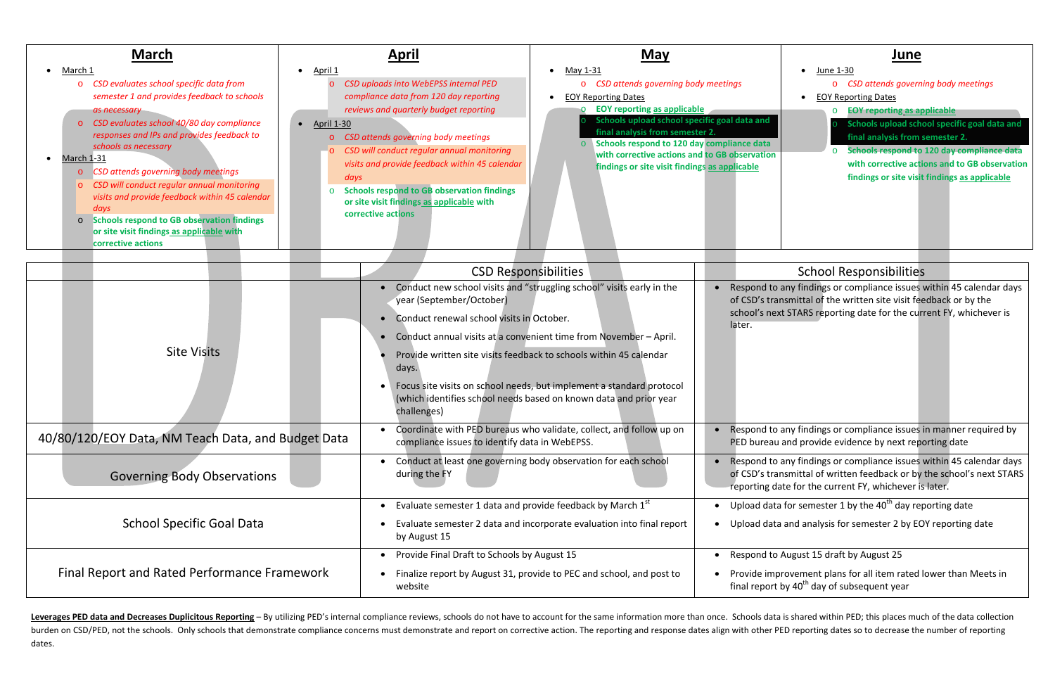| March | April | May | June |
|---|---|---|---|
| • March 1<br>o *CSD evaluates school specific data from semester 1 and provides feedback to schools as necessary*<br>o *CSD evaluates school 40/80 day compliance responses and IPs and provides feedback to schools as necessary*<br>• March 1-31<br>o *CSD attends governing body meetings*<br>o *CSD will conduct regular annual monitoring visits and provide feedback within 45 calendar days*<br>o **Schools respond to GB observation findings or site visit findings as applicable with corrective actions** | • April 1<br>o *CSD uploads into WebEPSS internal PED compliance data from 120 day reporting reviews and quarterly budget reporting*<br>• April 1-30<br>o *CSD attends governing body meetings*<br>o *CSD will conduct regular annual monitoring visits and provide feedback within 45 calendar days*<br>o **Schools respond to GB observation findings or site visit findings as applicable with corrective actions** | • May 1-31<br>o *CSD attends governing body meetings*<br>• EOY Reporting Dates<br>o **EOY reporting as applicable**<br>o **Schools upload school specific goal data and final analysis from semester 2.**<br>o **Schools respond to 120 day compliance data with corrective actions and to GB observation findings or site visit findings as applicable** | • June 1-30<br>o *CSD attends governing body meetings*<br>• EOY Reporting Dates<br>o **EOY reporting as applicable**<br>o **Schools upload school specific goal data and final analysis from semester 2.**<br>o **Schools respond to 120 day compliance data with corrective actions and to GB observation findings or site visit findings as applicable** |

| | CSD Responsibilities | School Responsibilities |
|---|---|---|
| Site Visits | • Conduct new school visits and "struggling school" visits early in the year (September/October)<br>• Conduct renewal school visits in October.<br>• Conduct annual visits at a convenient time from November – April.<br>• Provide written site visits feedback to schools within 45 calendar days.<br>• Focus site visits on school needs, but implement a standard protocol (which identifies school needs based on known data and prior year challenges) | • Respond to any findings or compliance issues within 45 calendar days of CSD's transmittal of the written site visit feedback or by the school's next STARS reporting date for the current FY, whichever is later. |
| 40/80/120/EOY Data, NM Teach Data, and Budget Data | • Coordinate with PED bureaus who validate, collect, and follow up on compliance issues to identify data in WebEPSS. | • Respond to any findings or compliance issues in manner required by PED bureau and provide evidence by next reporting date |
| Governing Body Observations | • Conduct at least one governing body observation for each school during the FY | • Respond to any findings or compliance issues within 45 calendar days of CSD's transmittal of written feedback or by the school's next STARS reporting date for the current FY, whichever is later. |
| School Specific Goal Data | • Evaluate semester 1 data and provide feedback by March 1st<br>• Evaluate semester 2 data and incorporate evaluation into final report by August 15 | • Upload data for semester 1 by the 40th day reporting date<br>• Upload data and analysis for semester 2 by EOY reporting date |
| Final Report and Rated Performance Framework | • Provide Final Draft to Schools by August 15<br>• Finalize report by August 31, provide to PEC and school, and post to website | • Respond to August 15 draft by August 25<br>• Provide improvement plans for all item rated lower than Meets in final report by 40th day of subsequent year |

**Leverages PED data and Decreases Duplicitous Reporting** – By utilizing PED's internal compliance reviews, schools do not have to account for the same information more than once. Schools data is shared within PED; this places much of the data collection burden on CSD/PED, not the schools. Only schools that demonstrate compliance concerns must demonstrate and report on corrective action. The reporting and response dates align with other PED reporting dates so to decrease the number of reporting dates.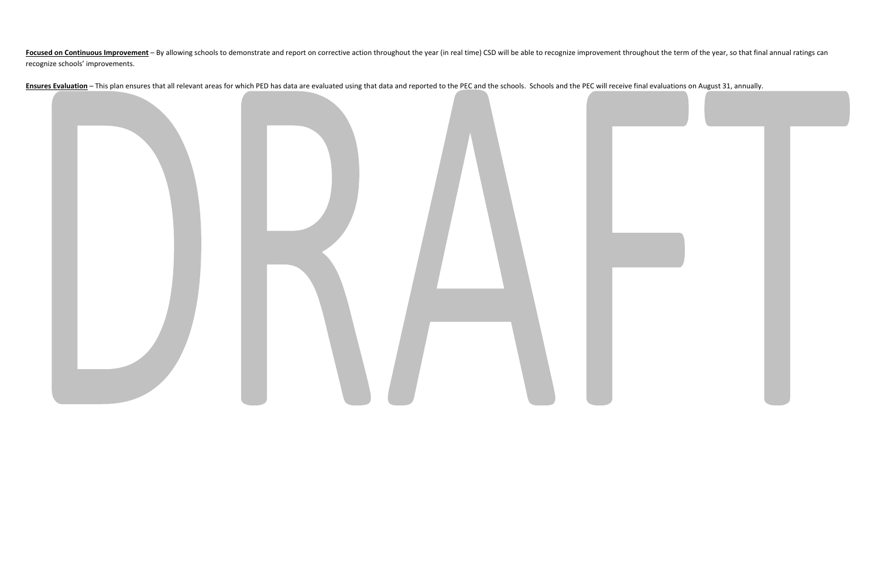**Focused on Continuous Improvement** – By allowing schools to demonstrate and report on corrective action throughout the year (in real time) CSD will be able to recognize improvement throughout the term of the year, so that final annual ratings can recognize schools' improvements.

**Ensures Evaluation** – This plan ensures that all relevant areas for which PED has data are evaluated using that data and reported to the PEC and the schools. Schools and the PEC will receive final evaluations on August 31, annually.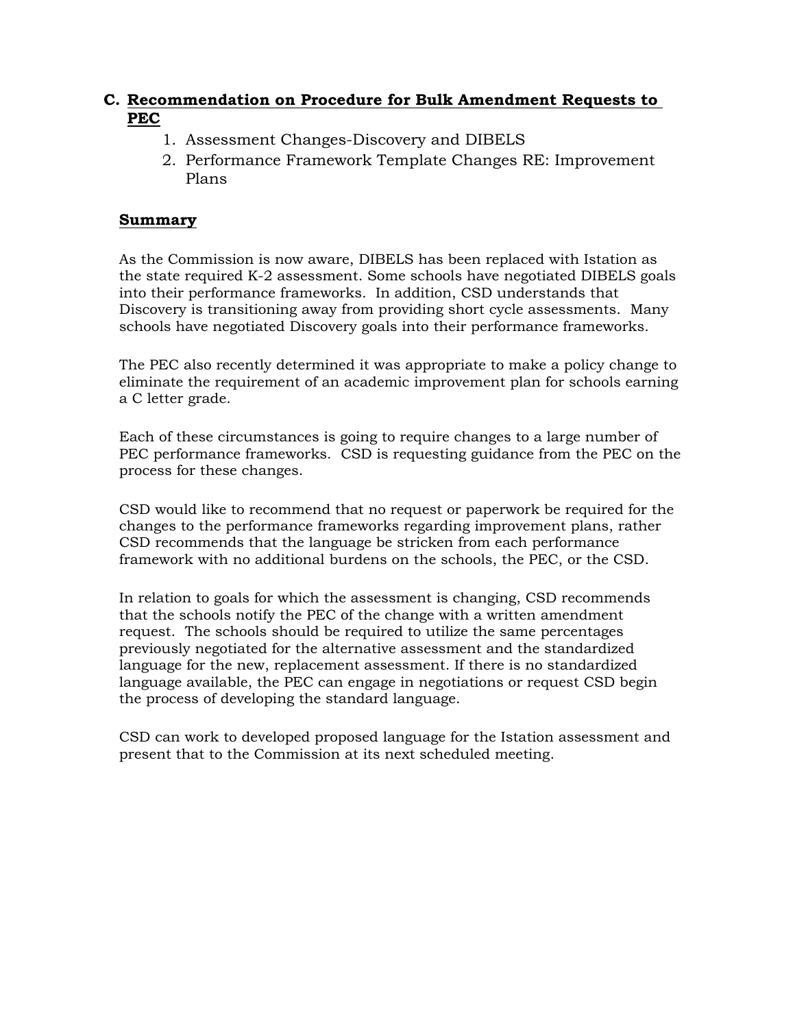## C. Recommendation on Procedure for Bulk Amendment Requests to PEC

1. Assessment Changes-Discovery and DIBELS
2. Performance Framework Template Changes RE: Improvement Plans

### Summary

As the Commission is now aware, DIBELS has been replaced with Istation as the state required K-2 assessment. Some schools have negotiated DIBELS goals into their performance frameworks. In addition, CSD understands that Discovery is transitioning away from providing short cycle assessments. Many schools have negotiated Discovery goals into their performance frameworks.

The PEC also recently determined it was appropriate to make a policy change to eliminate the requirement of an academic improvement plan for schools earning a C letter grade.

Each of these circumstances is going to require changes to a large number of PEC performance frameworks. CSD is requesting guidance from the PEC on the process for these changes.

CSD would like to recommend that no request or paperwork be required for the changes to the performance frameworks regarding improvement plans, rather CSD recommends that the language be stricken from each performance framework with no additional burdens on the schools, the PEC, or the CSD.

In relation to goals for which the assessment is changing, CSD recommends that the schools notify the PEC of the change with a written amendment request. The schools should be required to utilize the same percentages previously negotiated for the alternative assessment and the standardized language for the new, replacement assessment. If there is no standardized language available, the PEC can engage in negotiations or request CSD begin the process of developing the standard language.

CSD can work to developed proposed language for the Istation assessment and present that to the Commission at its next scheduled meeting.